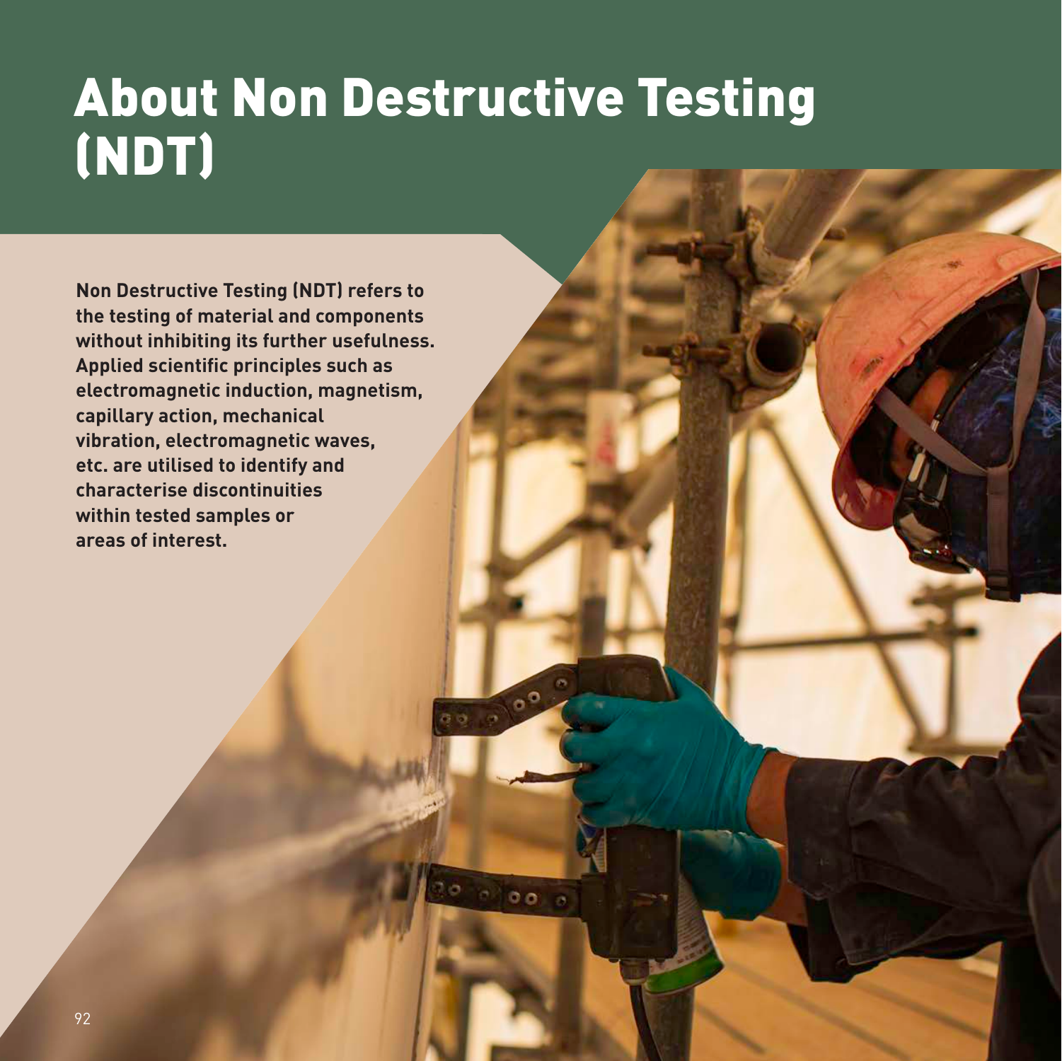# About Non Destructive Testing (NDT)

**Non Destructive Testing (NDT) refers to the testing of material and components without inhibiting its further usefulness. Applied scientific principles such as electromagnetic induction, magnetism, capillary action, mechanical vibration, electromagnetic waves, etc. are utilised to identify and characterise discontinuities within tested samples or areas of interest.**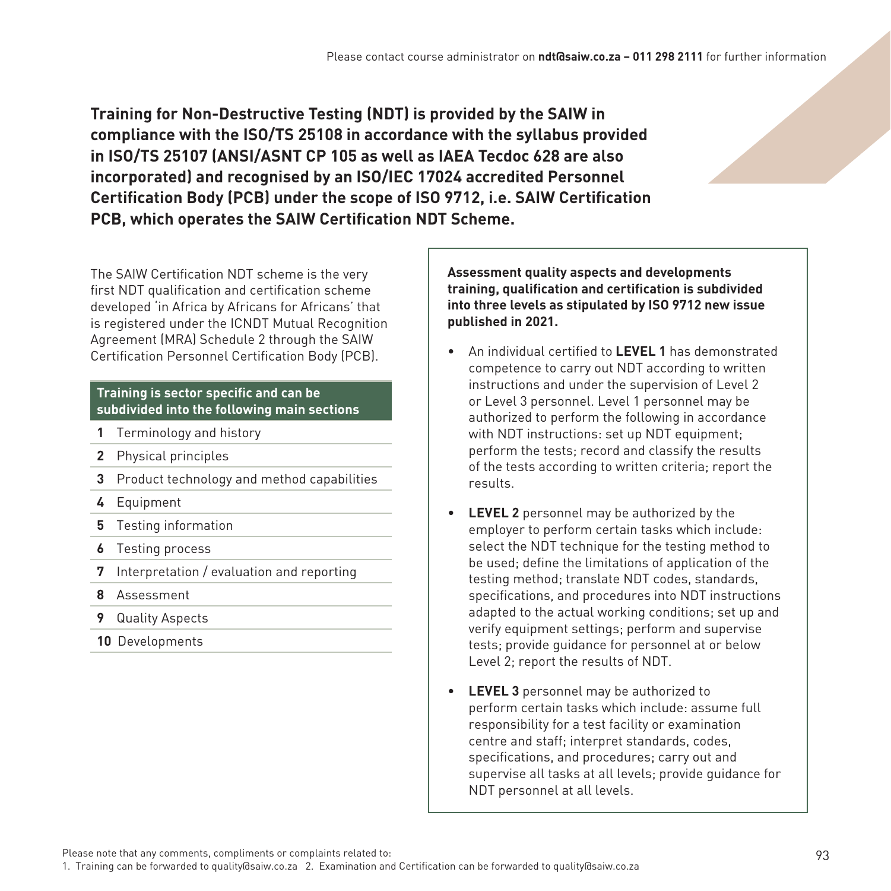Please contact course administrator on **ndt@saiw.co.za – 011 298 2111** for further information

**Training for Non-Destructive Testing (NDT) is provided by the SAIW in compliance with the ISO/TS 25108 in accordance with the syllabus provided in ISO/TS 25107 (ANSI/ASNT CP 105 as well as IAEA Tecdoc 628 are also incorporated) and recognised by an ISO/IEC 17024 accredited Personnel Certification Body (PCB) under the scope of ISO 9712, i.e. SAIW Certification PCB, which operates the SAIW Certification NDT Scheme.**

The SAIW Certification NDT scheme is the very first NDT qualification and certification scheme developed 'in Africa by Africans for Africans' that is registered under the ICNDT Mutual Recognition Agreement (MRA) Schedule 2 through the SAIW Certification Personnel Certification Body (PCB).

| | Training is sector specific and can be subdivided into the following main sections |
|---|---|
| **1** | Terminology and history |
| **2** | Physical principles |
| **3** | Product technology and method capabilities |
| **4** | Equipment |
| **5** | Testing information |
| **6** | Testing process |
| **7** | Interpretation / evaluation and reporting |
| **8** | Assessment |
| **9** | Quality Aspects |
| **10** | Developments |

**Assessment quality aspects and developments training, qualification and certification is subdivided into three levels as stipulated by ISO 9712 new issue published in 2021.**

- An individual certified to **LEVEL 1** has demonstrated competence to carry out NDT according to written instructions and under the supervision of Level 2 or Level 3 personnel. Level 1 personnel may be authorized to perform the following in accordance with NDT instructions: set up NDT equipment; perform the tests; record and classify the results of the tests according to written criteria; report the results.
- **LEVEL 2** personnel may be authorized by the employer to perform certain tasks which include: select the NDT technique for the testing method to be used; define the limitations of application of the testing method; translate NDT codes, standards, specifications, and procedures into NDT instructions adapted to the actual working conditions; set up and verify equipment settings; perform and supervise tests; provide guidance for personnel at or below Level 2; report the results of NDT.
- **LEVEL 3** personnel may be authorized to perform certain tasks which include: assume full responsibility for a test facility or examination centre and staff; interpret standards, codes, specifications, and procedures; carry out and supervise all tasks at all levels; provide guidance for NDT personnel at all levels.

Please note that any comments, compliments or complaints related to:
1. Training can be forwarded to quality@saiw.co.za 2. Examination and Certification can be forwarded to quality@saiw.co.za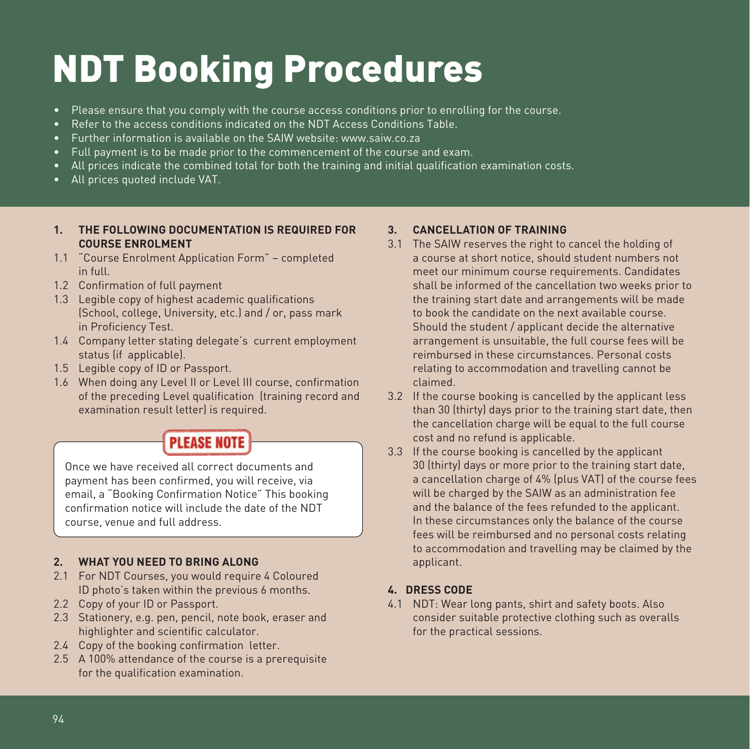# NDT Booking Procedures

- Please ensure that you comply with the course access conditions prior to enrolling for the course.
- Refer to the access conditions indicated on the NDT Access Conditions Table.
- Further information is available on the SAIW website: www.saiw.co.za
- Full payment is to be made prior to the commencement of the course and exam.
- All prices indicate the combined total for both the training and initial qualification examination costs.
- All prices quoted include VAT.

## 1. THE FOLLOWING DOCUMENTATION IS REQUIRED FOR COURSE ENROLMENT

1.1 "Course Enrolment Application Form" – completed in full.

1.2 Confirmation of full payment

1.3 Legible copy of highest academic qualifications (School, college, University, etc.) and / or, pass mark in Proficiency Test.

1.4 Company letter stating delegate's current employment status (if applicable).

1.5 Legible copy of ID or Passport.

1.6 When doing any Level II or Level III course, confirmation of the preceding Level qualification (training record and examination result letter) is required.

**PLEASE NOTE**

Once we have received all correct documents and payment has been confirmed, you will receive, via email, a "Booking Confirmation Notice" This booking confirmation notice will include the date of the NDT course, venue and full address.

## 2. WHAT YOU NEED TO BRING ALONG

2.1 For NDT Courses, you would require 4 Coloured ID photo's taken within the previous 6 months.

2.2 Copy of your ID or Passport.

2.3 Stationery, e.g. pen, pencil, note book, eraser and highlighter and scientific calculator.

2.4 Copy of the booking confirmation letter.

2.5 A 100% attendance of the course is a prerequisite for the qualification examination.

## 3. CANCELLATION OF TRAINING

3.1 The SAIW reserves the right to cancel the holding of a course at short notice, should student numbers not meet our minimum course requirements. Candidates shall be informed of the cancellation two weeks prior to the training start date and arrangements will be made to book the candidate on the next available course. Should the student / applicant decide the alternative arrangement is unsuitable, the full course fees will be reimbursed in these circumstances. Personal costs relating to accommodation and travelling cannot be claimed.

3.2 If the course booking is cancelled by the applicant less than 30 (thirty) days prior to the training start date, then the cancellation charge will be equal to the full course cost and no refund is applicable.

3.3 If the course booking is cancelled by the applicant 30 (thirty) days or more prior to the training start date, a cancellation charge of 4% (plus VAT) of the course fees will be charged by the SAIW as an administration fee and the balance of the fees refunded to the applicant. In these circumstances only the balance of the course fees will be reimbursed and no personal costs relating to accommodation and travelling may be claimed by the applicant.

## 4. DRESS CODE

4.1 NDT: Wear long pants, shirt and safety boots. Also consider suitable protective clothing such as overalls for the practical sessions.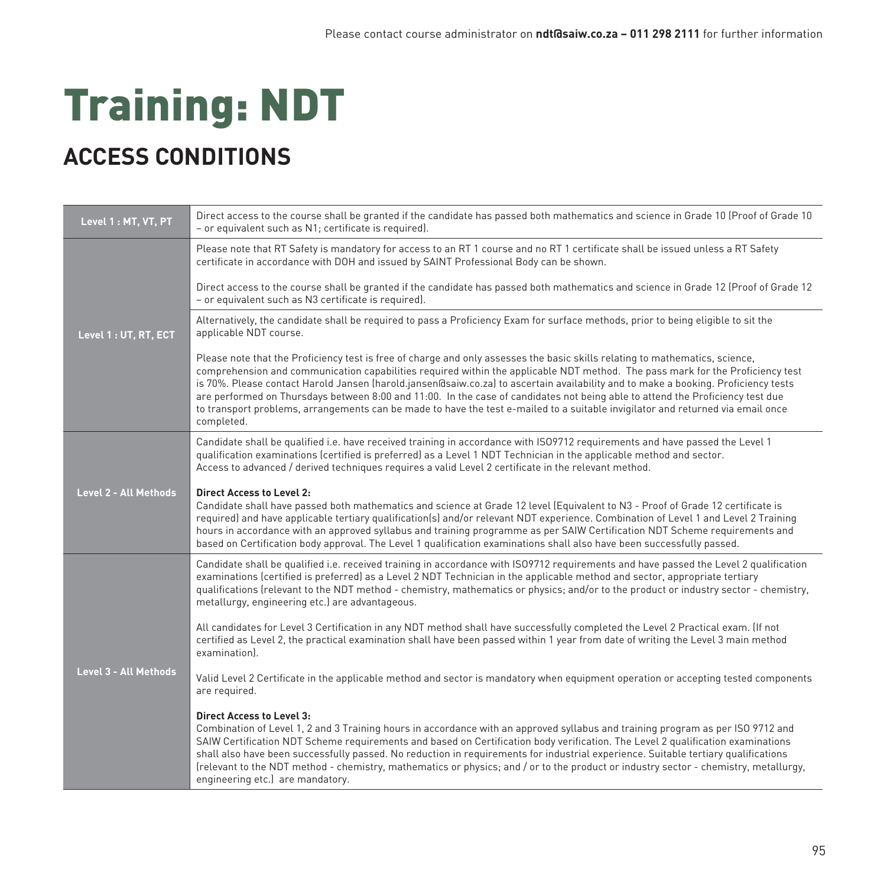Please contact course administrator on **ndt@saiw.co.za – 011 298 2111** for further information

# Training: NDT

## ACCESS CONDITIONS

| | |
|---|---|
| **Level 1 : MT, VT, PT** | Direct access to the course shall be granted if the candidate has passed both mathematics and science in Grade 10 (Proof of Grade 10 – or equivalent such as N1; certificate is required). |
| **Level 1 : UT, RT, ECT** | Please note that RT Safety is mandatory for access to an RT 1 course and no RT 1 certificate shall be issued unless a RT Safety certificate in accordance with DOH and issued by SAINT Professional Body can be shown.<br><br>Direct access to the course shall be granted if the candidate has passed both mathematics and science in Grade 12 (Proof of Grade 12 – or equivalent such as N3 certificate is required).<br><br>Alternatively, the candidate shall be required to pass a Proficiency Exam for surface methods, prior to being eligible to sit the applicable NDT course.<br><br>Please note that the Proficiency test is free of charge and only assesses the basic skills relating to mathematics, science, comprehension and communication capabilities required within the applicable NDT method. The pass mark for the Proficiency test is 70%. Please contact Harold Jansen (harold.jansen@saiw.co.za) to ascertain availability and to make a booking. Proficiency tests are performed on Thursdays between 8:00 and 11:00. In the case of candidates not being able to attend the Proficiency test due to transport problems, arrangements can be made to have the test e-mailed to a suitable invigilator and returned via email once completed. |
| **Level 2 - All Methods** | Candidate shall be qualified i.e. have received training in accordance with ISO9712 requirements and have passed the Level 1 qualification examinations (certified is preferred) as a Level 1 NDT Technician in the applicable method and sector. Access to advanced / derived techniques requires a valid Level 2 certificate in the relevant method.<br><br>**Direct Access to Level 2:**<br>Candidate shall have passed both mathematics and science at Grade 12 level (Equivalent to N3 - Proof of Grade 12 certificate is required) and have applicable tertiary qualification(s) and/or relevant NDT experience. Combination of Level 1 and Level 2 Training hours in accordance with an approved syllabus and training programme as per SAIW Certification NDT Scheme requirements and based on Certification body approval. The Level 1 qualification examinations shall also have been successfully passed. |
| **Level 3 - All Methods** | Candidate shall be qualified i.e. received training in accordance with ISO9712 requirements and have passed the Level 2 qualification examinations (certified is preferred) as a Level 2 NDT Technician in the applicable method and sector, appropriate tertiary qualifications (relevant to the NDT method - chemistry, mathematics or physics; and/or to the product or industry sector - chemistry, metallurgy, engineering etc.) are advantageous.<br><br>All candidates for Level 3 Certification in any NDT method shall have successfully completed the Level 2 Practical exam. (If not certified as Level 2, the practical examination shall have been passed within 1 year from date of writing the Level 3 main method examination).<br><br>Valid Level 2 Certificate in the applicable method and sector is mandatory when equipment operation or accepting tested components are required.<br><br>**Direct Access to Level 3:**<br>Combination of Level 1, 2 and 3 Training hours in accordance with an approved syllabus and training program as per ISO 9712 and SAIW Certification NDT Scheme requirements and based on Certification body verification. The Level 2 qualification examinations shall also have been successfully passed. No reduction in requirements for industrial experience. Suitable tertiary qualifications (relevant to the NDT method - chemistry, mathematics or physics; and / or to the product or industry sector - chemistry, metallurgy, engineering etc.) are mandatory. |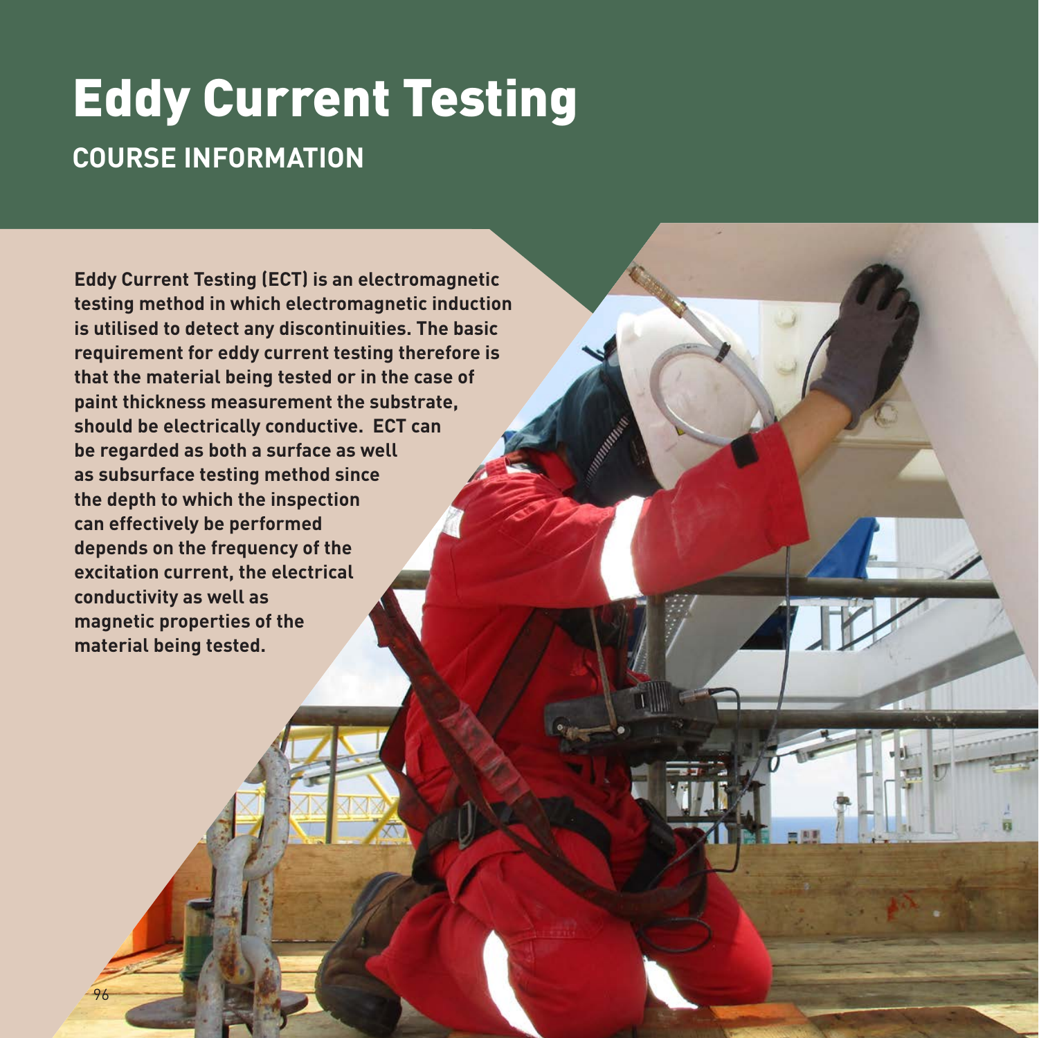# Eddy Current Testing

## COURSE INFORMATION

**Eddy Current Testing (ECT) is an electromagnetic testing method in which electromagnetic induction is utilised to detect any discontinuities. The basic requirement for eddy current testing therefore is that the material being tested or in the case of paint thickness measurement the substrate, should be electrically conductive. ECT can be regarded as both a surface as well as subsurface testing method since the depth to which the inspection can effectively be performed depends on the frequency of the excitation current, the electrical conductivity as well as magnetic properties of the material being tested.**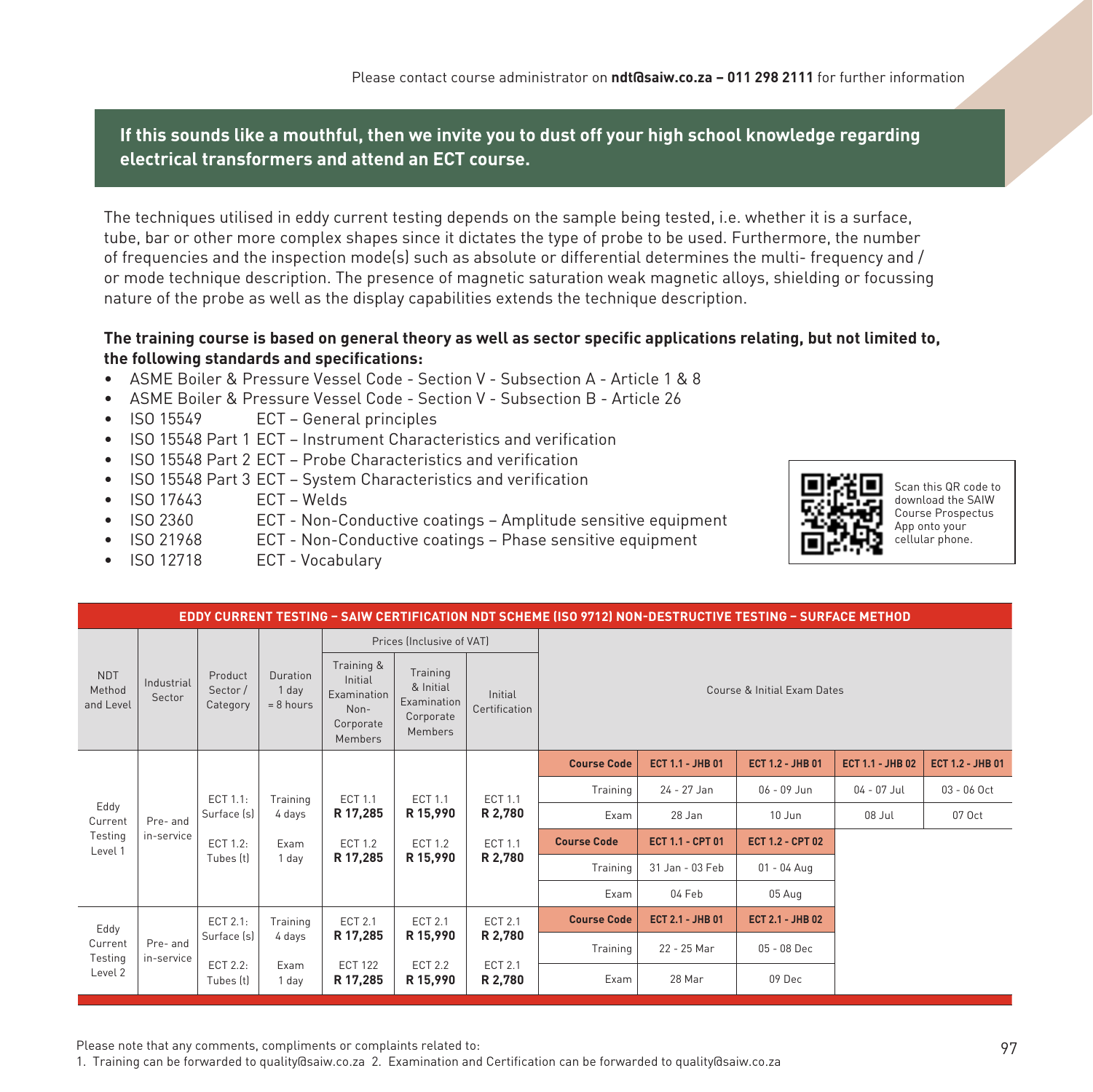Please contact course administrator on **ndt@saiw.co.za – 011 298 2111** for further information

**If this sounds like a mouthful, then we invite you to dust off your high school knowledge regarding electrical transformers and attend an ECT course.**

The techniques utilised in eddy current testing depends on the sample being tested, i.e. whether it is a surface, tube, bar or other more complex shapes since it dictates the type of probe to be used. Furthermore, the number of frequencies and the inspection mode(s) such as absolute or differential determines the multi- frequency and / or mode technique description. The presence of magnetic saturation weak magnetic alloys, shielding or focussing nature of the probe as well as the display capabilities extends the technique description.

**The training course is based on general theory as well as sector specific applications relating, but not limited to, the following standards and specifications:**

- ASME Boiler & Pressure Vessel Code - Section V - Subsection A - Article 1 & 8
- ASME Boiler & Pressure Vessel Code - Section V - Subsection B - Article 26
- ISO 15549 ECT – General principles
- ISO 15548 Part 1 ECT – Instrument Characteristics and verification
- ISO 15548 Part 2 ECT – Probe Characteristics and verification
- ISO 15548 Part 3 ECT – System Characteristics and verification
- ISO 17643 ECT – Welds
- ISO 2360 ECT - Non-Conductive coatings – Amplitude sensitive equipment
- ISO 21968 ECT - Non-Conductive coatings – Phase sensitive equipment
- ISO 12718 ECT - Vocabulary

Scan this QR code to download the SAIW Course Prospectus App onto your cellular phone.

**EDDY CURRENT TESTING – SAIW CERTIFICATION NDT SCHEME (ISO 9712) NON-DESTRUCTIVE TESTING – SURFACE METHOD**

| NDT Method and Level | Industrial Sector | Product Sector / Category | Duration 1 day = 8 hours | Prices (Inclusive of VAT) | | | Course & Initial Exam Dates | | | | |
|---|---|---|---|---|---|---|---|---|---|---|---|
| | | | | Training & Initial Examination Non-Corporate Members | Training & Initial Examination Corporate Members | Initial Certification | | | | | |
| Eddy Current Testing Level 1 | Pre- and in-service | ECT 1.1: Surface (s)<br>ECT 1.2: Tubes (t) | Training 4 days<br>Exam 1 day | ECT 1.1 **R 17,285**<br>ECT 1.2 **R 17,285** | ECT 1.1 **R 15,990**<br>ECT 1.2 **R 15,990** | ECT 1.1 **R 2,780**<br>ECT 1.1 **R 2,780** | **Course Code** | **ECT 1.1 - JHB 01** | **ECT 1.2 - JHB 01** | **ECT 1.1 - JHB 02** | **ECT 1.2 - JHB 01** |
| | | | | | | | Training | 24 - 27 Jan | 06 - 09 Jun | 04 - 07 Jul | 03 - 06 Oct |
| | | | | | | | Exam | 28 Jan | 10 Jun | 08 Jul | 07 Oct |
| | | | | | | | **Course Code** | **ECT 1.1 - CPT 01** | **ECT 1.2 - CPT 02** | | |
| | | | | | | | Training | 31 Jan - 03 Feb | 01 - 04 Aug | | |
| | | | | | | | Exam | 04 Feb | 05 Aug | | |
| Eddy Current Testing Level 2 | Pre- and in-service | ECT 2.1: Surface (s)<br>ECT 2.2: Tubes (t) | Training 4 days<br>Exam 1 day | ECT 2.1 **R 17,285**<br>ECT 122 **R 17,285** | ECT 2.1 **R 15,990**<br>ECT 2.2 **R 15,990** | ECT 2.1 **R 2,780**<br>ECT 2.1 **R 2,780** | **Course Code** | **ECT 2.1 - JHB 01** | **ECT 2.1 - JHB 02** | | |
| | | | | | | | Training | 22 - 25 Mar | 05 - 08 Dec | | |
| | | | | | | | Exam | 28 Mar | 09 Dec | | |

Please note that any comments, compliments or complaints related to:
1. Training can be forwarded to quality@saiw.co.za 2. Examination and Certification can be forwarded to quality@saiw.co.za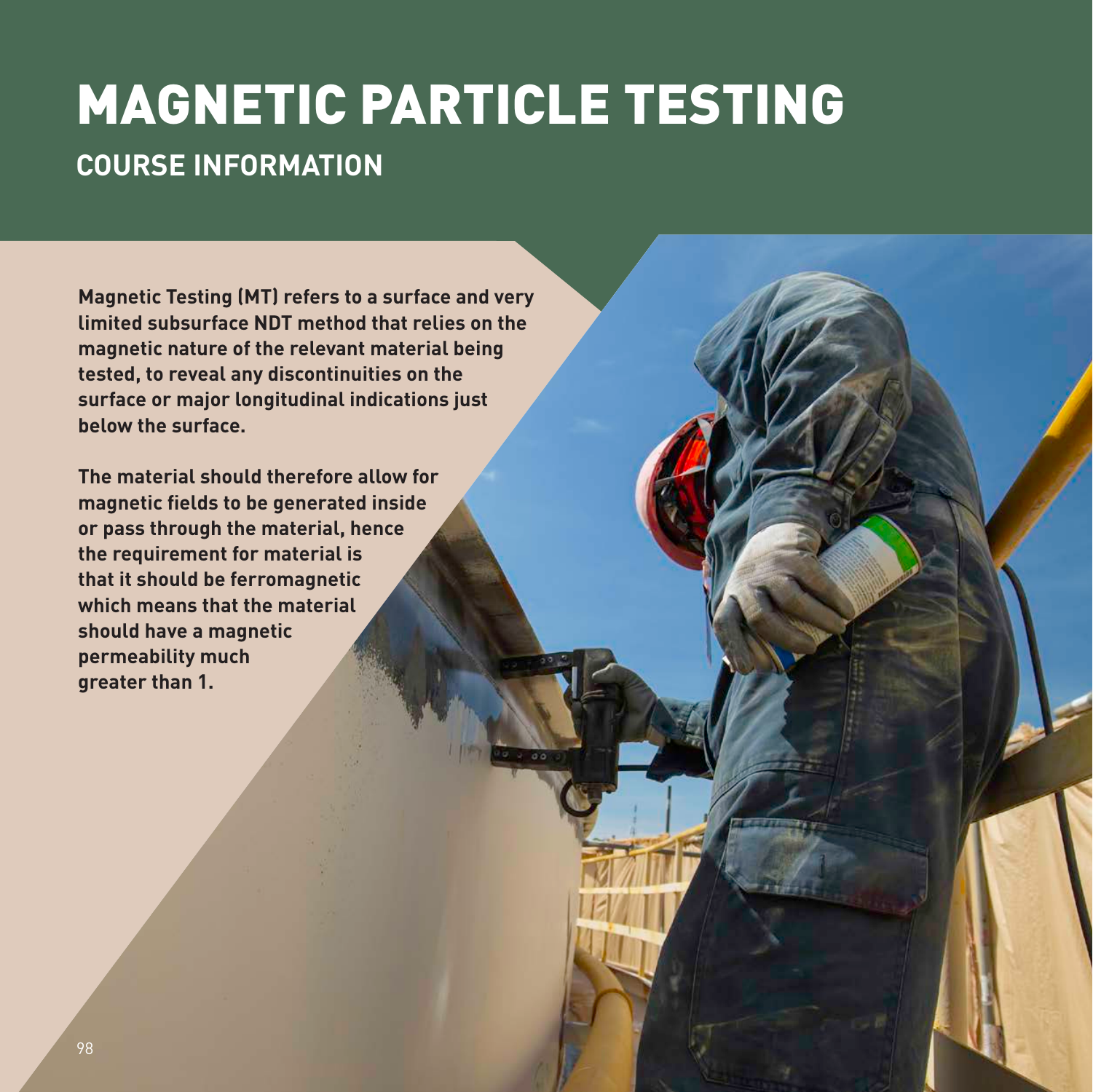# MAGNETIC PARTICLE TESTING

## COURSE INFORMATION

**Magnetic Testing (MT) refers to a surface and very limited subsurface NDT method that relies on the magnetic nature of the relevant material being tested, to reveal any discontinuities on the surface or major longitudinal indications just below the surface.**

**The material should therefore allow for magnetic fields to be generated inside or pass through the material, hence the requirement for material is that it should be ferromagnetic which means that the material should have a magnetic permeability much greater than 1.**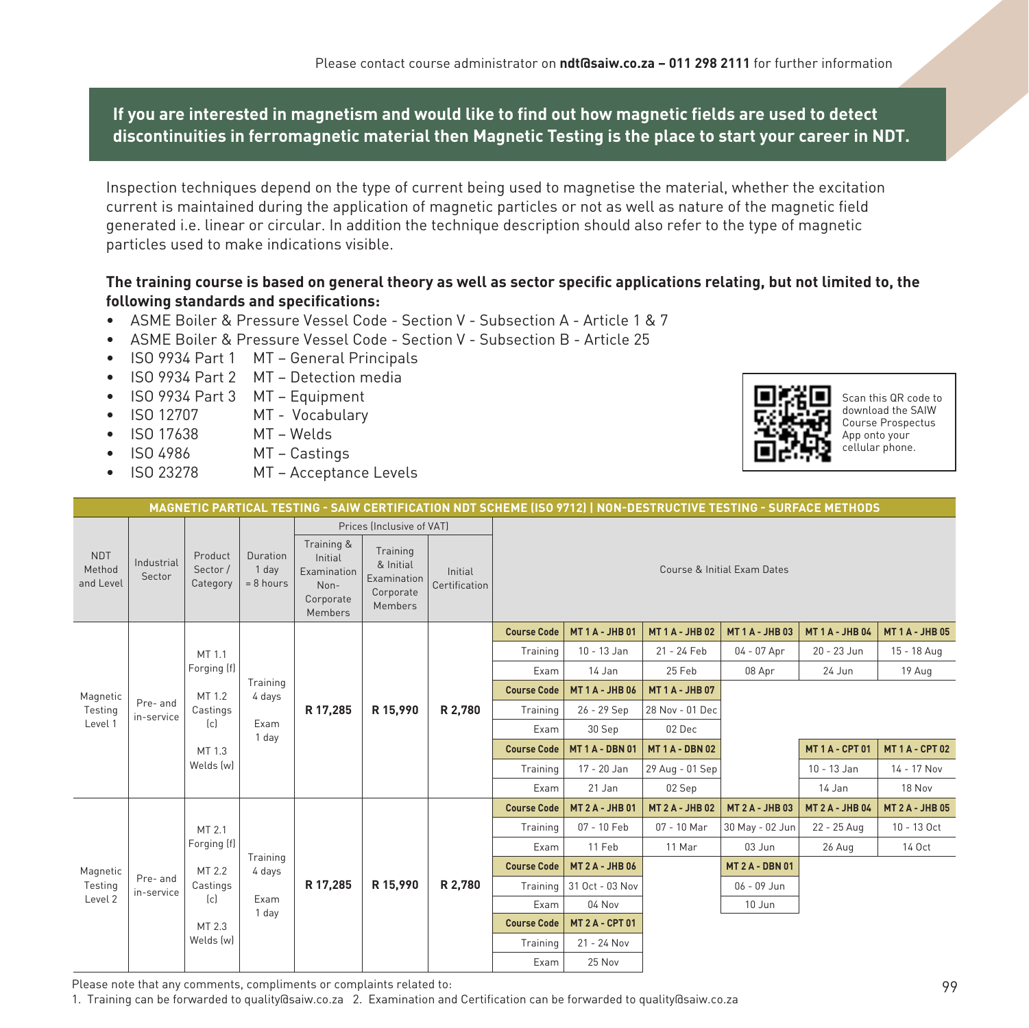Please contact course administrator on **ndt@saiw.co.za – 011 298 2111** for further information

**If you are interested in magnetism and would like to find out how magnetic fields are used to detect discontinuities in ferromagnetic material then Magnetic Testing is the place to start your career in NDT.**

Inspection techniques depend on the type of current being used to magnetise the material, whether the excitation current is maintained during the application of magnetic particles or not as well as nature of the magnetic field generated i.e. linear or circular. In addition the technique description should also refer to the type of magnetic particles used to make indications visible.

**The training course is based on general theory as well as sector specific applications relating, but not limited to, the following standards and specifications:**

- ASME Boiler & Pressure Vessel Code - Section V - Subsection A - Article 1 & 7
- ASME Boiler & Pressure Vessel Code - Section V - Subsection B - Article 25
- ISO 9934 Part 1 MT – General Principals
- ISO 9934 Part 2 MT – Detection media
- ISO 9934 Part 3 MT – Equipment
- ISO 12707 MT - Vocabulary
- ISO 17638 MT – Welds
- ISO 4986 MT – Castings
- ISO 23278 MT – Acceptance Levels

Scan this QR code to download the SAIW Course Prospectus App onto your cellular phone.

**MAGNETIC PARTICAL TESTING - SAIW CERTIFICATION NDT SCHEME (ISO 9712) | NON-DESTRUCTIVE TESTING - SURFACE METHODS**

| NDT Method and Level | Industrial Sector | Product Sector / Category | Duration 1 day = 8 hours | Prices (Inclusive of VAT) | | | Course & Initial Exam Dates | | | | | |
|---|---|---|---|---|---|---|---|---|---|---|---|---|
| | | | | Training & Initial Examination Non-Corporate Members | Training & Initial Examination Corporate Members | Initial Certification | | | | | | |
| Magnetic Testing Level 1 | Pre- and in-service | MT 1.1 Forging (f) MT 1.2 Castings (c) MT 1.3 Welds (w) | Training 4 days Exam 1 day | R 17,285 | R 15,990 | R 2,780 | **Course Code** | **MT 1 A - JHB 01** | **MT 1 A - JHB 02** | **MT 1 A - JHB 03** | **MT 1 A - JHB 04** | **MT 1 A - JHB 05** |
| | | | | | | | Training | 10 - 13 Jan | 21 - 24 Feb | 04 - 07 Apr | 20 - 23 Jun | 15 - 18 Aug |
| | | | | | | | Exam | 14 Jan | 25 Feb | 08 Apr | 24 Jun | 19 Aug |
| | | | | | | | **Course Code** | **MT 1 A - JHB 06** | **MT 1 A - JHB 07** | | | |
| | | | | | | | Training | 26 - 29 Sep | 28 Nov - 01 Dec | | | |
| | | | | | | | Exam | 30 Sep | 02 Dec | | | |
| | | | | | | | **Course Code** | **MT 1 A - DBN 01** | **MT 1 A - DBN 02** | | **MT 1 A - CPT 01** | **MT 1 A - CPT 02** |
| | | | | | | | Training | 17 - 20 Jan | 29 Aug - 01 Sep | | 10 - 13 Jan | 14 - 17 Nov |
| | | | | | | | Exam | 21 Jan | 02 Sep | | 14 Jan | 18 Nov |
| Magnetic Testing Level 2 | Pre- and in-service | MT 2.1 Forging (f) MT 2.2 Castings (c) MT 2.3 Welds (w) | Training 4 days Exam 1 day | R 17,285 | R 15,990 | R 2,780 | **Course Code** | **MT 2 A - JHB 01** | **MT 2 A - JHB 02** | **MT 2 A - JHB 03** | **MT 2 A - JHB 04** | **MT 2 A - JHB 05** |
| | | | | | | | Training | 07 - 10 Feb | 07 - 10 Mar | 30 May - 02 Jun | 22 - 25 Aug | 10 - 13 Oct |
| | | | | | | | Exam | 11 Feb | 11 Mar | 03 Jun | 26 Aug | 14 Oct |
| | | | | | | | **Course Code** | **MT 2 A - JHB 06** | | **MT 2 A - DBN 01** | | |
| | | | | | | | Training | 31 Oct - 03 Nov | | 06 - 09 Jun | | |
| | | | | | | | Exam | 04 Nov | | 10 Jun | | |
| | | | | | | | **Course Code** | **MT 2 A - CPT 01** | | | | |
| | | | | | | | Training | 21 - 24 Nov | | | | |
| | | | | | | | Exam | 25 Nov | | | | |

Please note that any comments, compliments or complaints related to:
1. Training can be forwarded to quality@saiw.co.za 2. Examination and Certification can be forwarded to quality@saiw.co.za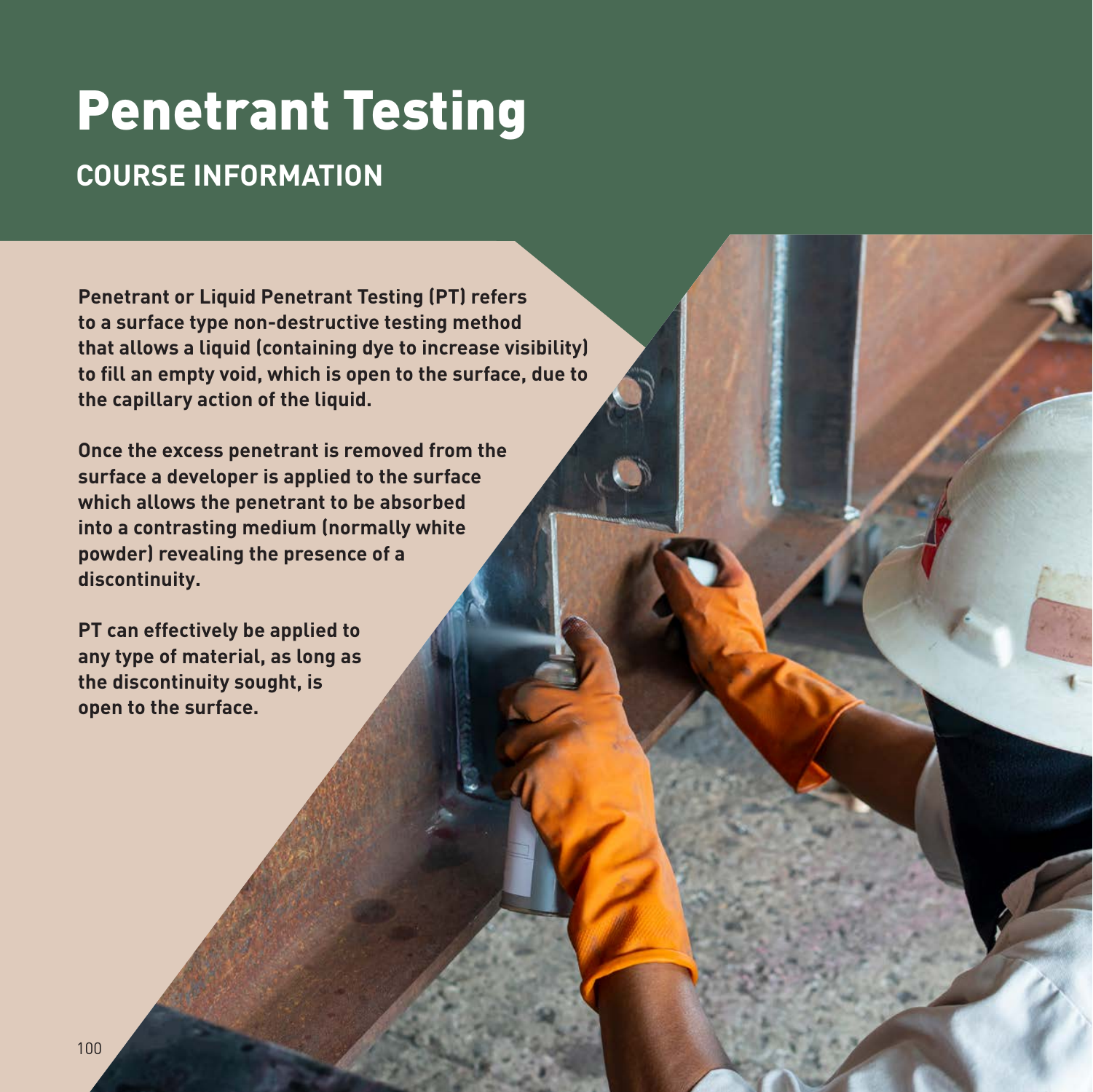# Penetrant Testing

## COURSE INFORMATION

**Penetrant or Liquid Penetrant Testing (PT) refers to a surface type non-destructive testing method that allows a liquid (containing dye to increase visibility) to fill an empty void, which is open to the surface, due to the capillary action of the liquid.**

**Once the excess penetrant is removed from the surface a developer is applied to the surface which allows the penetrant to be absorbed into a contrasting medium (normally white powder) revealing the presence of a discontinuity.**

**PT can effectively be applied to any type of material, as long as the discontinuity sought, is open to the surface.**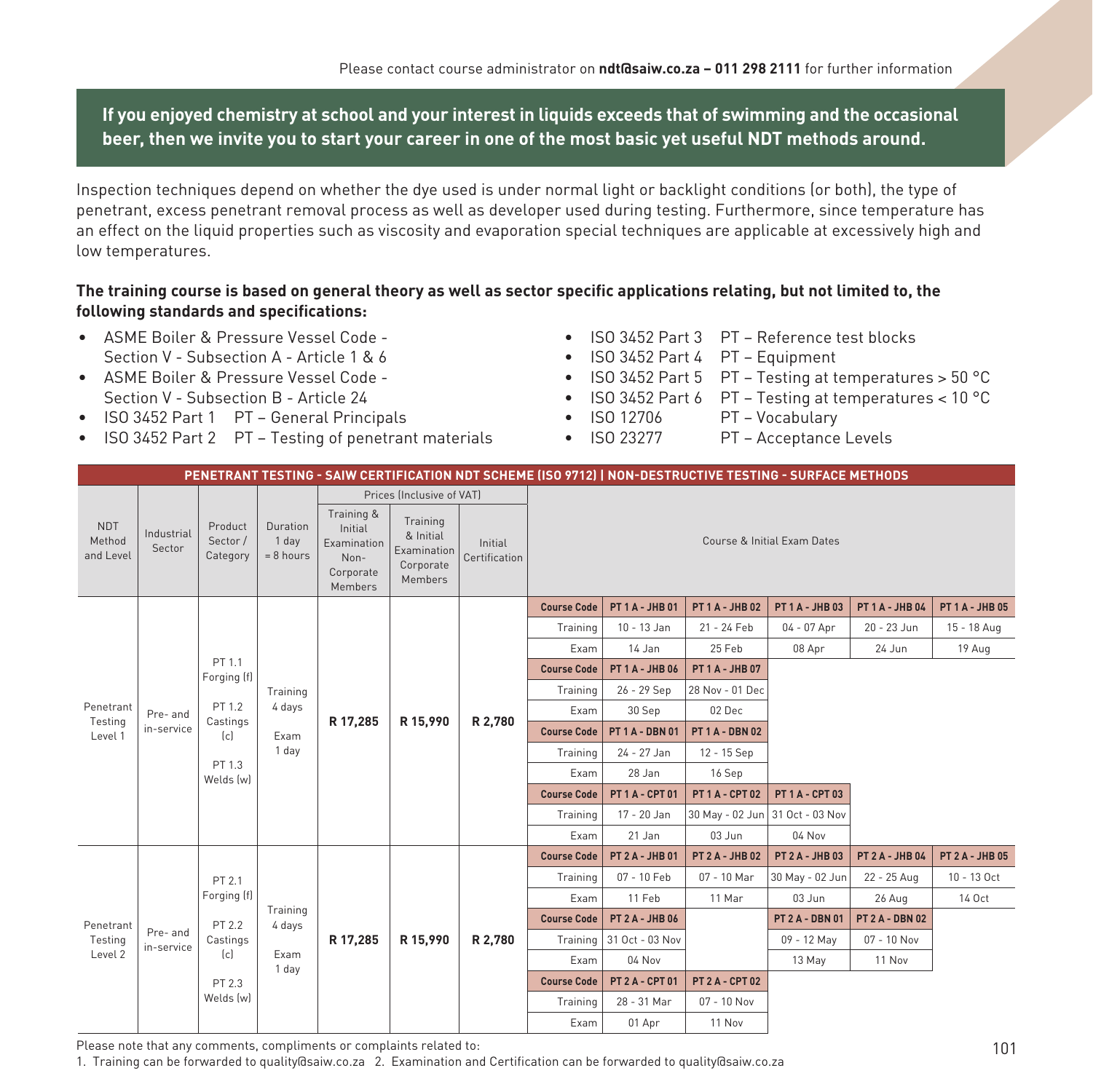Please contact course administrator on **ndt@saiw.co.za – 011 298 2111** for further information

**If you enjoyed chemistry at school and your interest in liquids exceeds that of swimming and the occasional beer, then we invite you to start your career in one of the most basic yet useful NDT methods around.**

Inspection techniques depend on whether the dye used is under normal light or backlight conditions (or both), the type of penetrant, excess penetrant removal process as well as developer used during testing. Furthermore, since temperature has an effect on the liquid properties such as viscosity and evaporation special techniques are applicable at excessively high and low temperatures.

**The training course is based on general theory as well as sector specific applications relating, but not limited to, the following standards and specifications:**

- ASME Boiler & Pressure Vessel Code - Section V - Subsection A - Article 1 & 6
- ASME Boiler & Pressure Vessel Code - Section V - Subsection B - Article 24
- ISO 3452 Part 1 PT – General Principals
- ISO 3452 Part 2 PT – Testing of penetrant materials
- ISO 3452 Part 3 PT – Reference test blocks
- ISO 3452 Part 4 PT – Equipment
- ISO 3452 Part 5 PT – Testing at temperatures > 50 °C
- ISO 3452 Part 6 PT – Testing at temperatures < 10 °C
- ISO 12706 PT – Vocabulary
- ISO 23277 PT – Acceptance Levels

**PENETRANT TESTING - SAIW CERTIFICATION NDT SCHEME (ISO 9712) | NON-DESTRUCTIVE TESTING - SURFACE METHODS**

| NDT Method and Level | Industrial Sector | Product Sector / Category | Duration 1 day = 8 hours | Prices (Inclusive of VAT) Training & Initial Examination Non-Corporate Members | Training & Initial Examination Corporate Members | Initial Certification | Course & Initial Exam Dates | | | | | |
|---|---|---|---|---|---|---|---|---|---|---|---|---|
| Penetrant Testing Level 1 | Pre- and in-service | PT 1.1 Forging (f)<br>PT 1.2 Castings (c)<br>PT 1.3 Welds (w) | Training 4 days<br>Exam 1 day | R 17,285 | R 15,990 | R 2,780 | **Course Code** | **PT 1 A - JHB 01** | **PT 1 A - JHB 02** | **PT 1 A - JHB 03** | **PT 1 A - JHB 04** | **PT 1 A - JHB 05** |
| | | | | | | | Training | 10 - 13 Jan | 21 - 24 Feb | 04 - 07 Apr | 20 - 23 Jun | 15 - 18 Aug |
| | | | | | | | Exam | 14 Jan | 25 Feb | 08 Apr | 24 Jun | 19 Aug |
| | | | | | | | **Course Code** | **PT 1 A - JHB 06** | **PT 1 A - JHB 07** | | | |
| | | | | | | | Training | 26 - 29 Sep | 28 Nov - 01 Dec | | | |
| | | | | | | | Exam | 30 Sep | 02 Dec | | | |
| | | | | | | | **Course Code** | **PT 1 A - DBN 01** | **PT 1 A - DBN 02** | | | |
| | | | | | | | Training | 24 - 27 Jan | 12 - 15 Sep | | | |
| | | | | | | | Exam | 28 Jan | 16 Sep | | | |
| | | | | | | | **Course Code** | **PT 1 A - CPT 01** | **PT 1 A - CPT 02** | **PT 1 A - CPT 03** | | |
| | | | | | | | Training | 17 - 20 Jan | 30 May - 02 Jun | 31 Oct - 03 Nov | | |
| | | | | | | | Exam | 21 Jan | 03 Jun | 04 Nov | | |
| Penetrant Testing Level 2 | Pre- and in-service | PT 2.1 Forging (f)<br>PT 2.2 Castings (c)<br>PT 2.3 Welds (w) | Training 4 days<br>Exam 1 day | R 17,285 | R 15,990 | R 2,780 | **Course Code** | **PT 2 A - JHB 01** | **PT 2 A - JHB 02** | **PT 2 A - JHB 03** | **PT 2 A - JHB 04** | **PT 2 A - JHB 05** |
| | | | | | | | Training | 07 - 10 Feb | 07 - 10 Mar | 30 May - 02 Jun | 22 - 25 Aug | 10 - 13 Oct |
| | | | | | | | Exam | 11 Feb | 11 Mar | 03 Jun | 26 Aug | 14 Oct |
| | | | | | | | **Course Code** | **PT 2 A - JHB 06** | | **PT 2 A - DBN 01** | **PT 2 A - DBN 02** | |
| | | | | | | | Training | 31 Oct - 03 Nov | | 09 - 12 May | 07 - 10 Nov | |
| | | | | | | | Exam | 04 Nov | | 13 May | 11 Nov | |
| | | | | | | | **Course Code** | **PT 2 A - CPT 01** | **PT 2 A - CPT 02** | | | |
| | | | | | | | Training | 28 - 31 Mar | 07 - 10 Nov | | | |
| | | | | | | | Exam | 01 Apr | 11 Nov | | | |

Please note that any comments, compliments or complaints related to:

1. Training can be forwarded to quality@saiw.co.za 2. Examination and Certification can be forwarded to quality@saiw.co.za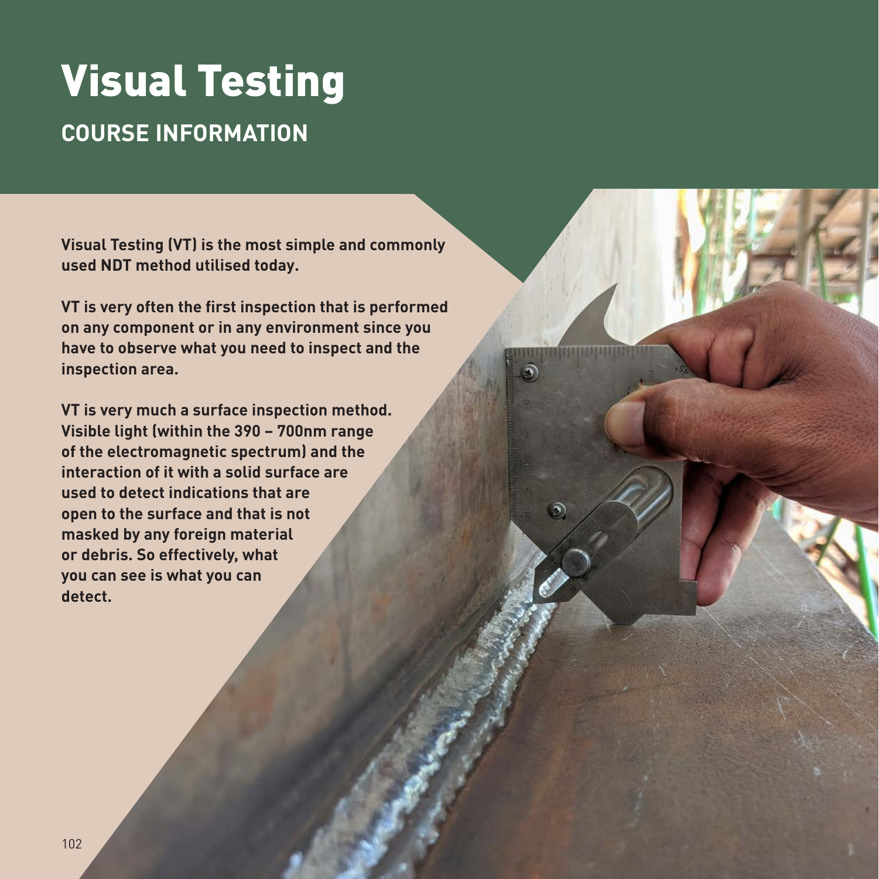# Visual Testing

## COURSE INFORMATION

**Visual Testing (VT) is the most simple and commonly used NDT method utilised today.**

**VT is very often the first inspection that is performed on any component or in any environment since you have to observe what you need to inspect and the inspection area.**

**VT is very much a surface inspection method. Visible light (within the 390 – 700nm range of the electromagnetic spectrum) and the interaction of it with a solid surface are used to detect indications that are open to the surface and that is not masked by any foreign material or debris. So effectively, what you can see is what you can detect.**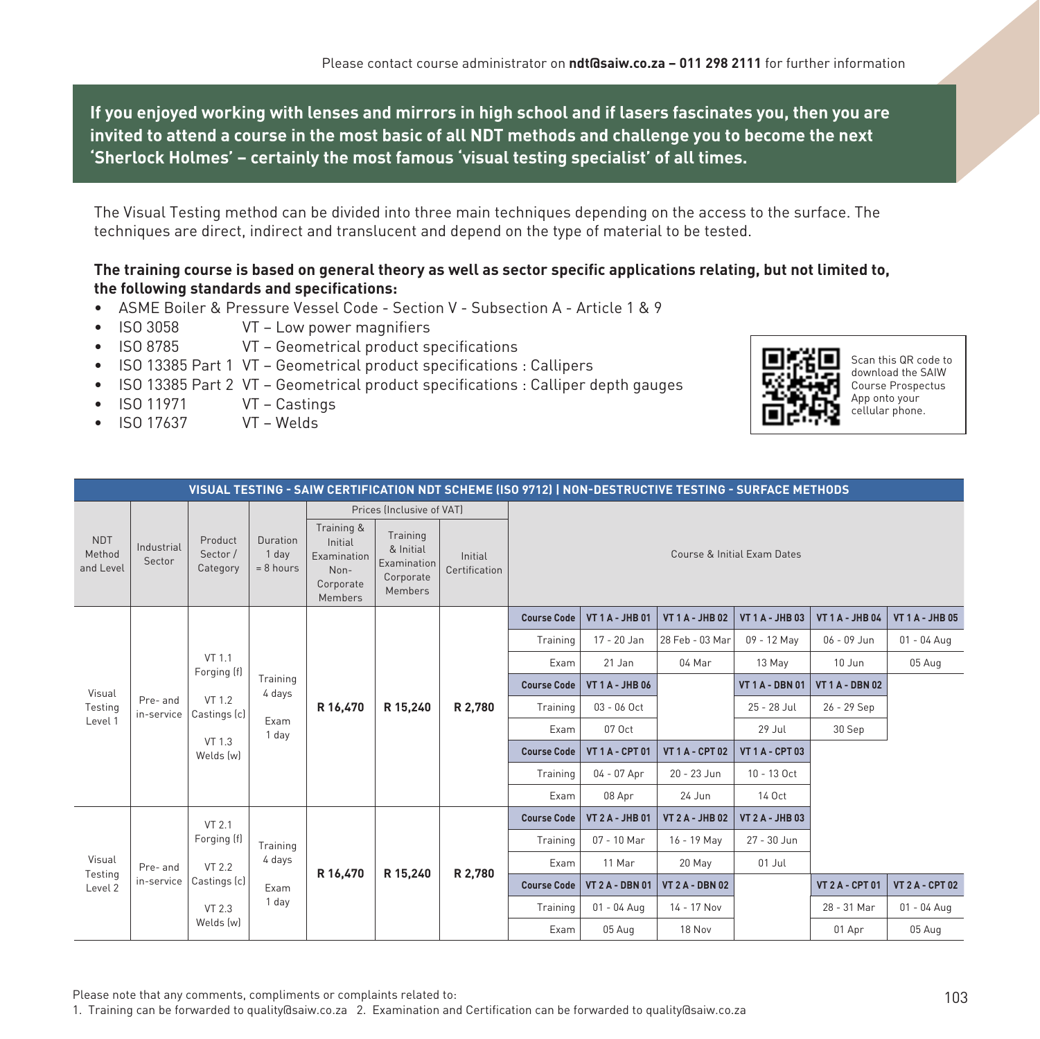Please contact course administrator on **ndt@saiw.co.za – 011 298 2111** for further information

**If you enjoyed working with lenses and mirrors in high school and if lasers fascinates you, then you are invited to attend a course in the most basic of all NDT methods and challenge you to become the next 'Sherlock Holmes' – certainly the most famous 'visual testing specialist' of all times.**

The Visual Testing method can be divided into three main techniques depending on the access to the surface. The techniques are direct, indirect and translucent and depend on the type of material to be tested.

**The training course is based on general theory as well as sector specific applications relating, but not limited to, the following standards and specifications:**

- ASME Boiler & Pressure Vessel Code - Section V - Subsection A - Article 1 & 9
- ISO 3058 VT – Low power magnifiers
- ISO 8785 VT – Geometrical product specifications
- ISO 13385 Part 1 VT – Geometrical product specifications : Callipers
- ISO 13385 Part 2 VT – Geometrical product specifications : Calliper depth gauges
- ISO 11971 VT – Castings
- ISO 17637 VT – Welds

Scan this QR code to download the SAIW Course Prospectus App onto your cellular phone.

**VISUAL TESTING - SAIW CERTIFICATION NDT SCHEME (ISO 9712) | NON-DESTRUCTIVE TESTING - SURFACE METHODS**

| NDT Method and Level | Industrial Sector | Product Sector / Category | Duration 1 day = 8 hours | Prices (Inclusive of VAT) Training & Initial Examination Non-Corporate Members | Training & Initial Examination Corporate Members | Initial Certification | Course & Initial Exam Dates | | | | | |
|---|---|---|---|---|---|---|---|---|---|---|---|---|
| Visual Testing Level 1 | Pre- and in-service | VT 1.1 Forging (f) VT 1.2 Castings (c) VT 1.3 Welds (w) | Training 4 days Exam 1 day | R 16,470 | R 15,240 | R 2,780 | **Course Code** | **VT 1 A - JHB 01** | **VT 1 A - JHB 02** | **VT 1 A - JHB 03** | **VT 1 A - JHB 04** | **VT 1 A - JHB 05** |
| | | | | | | | Training | 17 - 20 Jan | 28 Feb - 03 Mar | 09 - 12 May | 06 - 09 Jun | 01 - 04 Aug |
| | | | | | | | Exam | 21 Jan | 04 Mar | 13 May | 10 Jun | 05 Aug |
| | | | | | | | **Course Code** | **VT 1 A - JHB 06** | | **VT 1 A - DBN 01** | **VT 1 A - DBN 02** | |
| | | | | | | | Training | 03 - 06 Oct | | 25 - 28 Jul | 26 - 29 Sep | |
| | | | | | | | Exam | 07 Oct | | 29 Jul | 30 Sep | |
| | | | | | | | **Course Code** | **VT 1 A - CPT 01** | **VT 1 A - CPT 02** | **VT 1 A - CPT 03** | | |
| | | | | | | | Training | 04 - 07 Apr | 20 - 23 Jun | 10 - 13 Oct | | |
| | | | | | | | Exam | 08 Apr | 24 Jun | 14 Oct | | |
| Visual Testing Level 2 | Pre- and in-service | VT 2.1 Forging (f) VT 2.2 Castings (c) VT 2.3 Welds (w) | Training 4 days Exam 1 day | R 16,470 | R 15,240 | R 2,780 | **Course Code** | **VT 2 A - JHB 01** | **VT 2 A - JHB 02** | **VT 2 A - JHB 03** | | |
| | | | | | | | Training | 07 - 10 Mar | 16 - 19 May | 27 - 30 Jun | | |
| | | | | | | | Exam | 11 Mar | 20 May | 01 Jul | | |
| | | | | | | | **Course Code** | **VT 2 A - DBN 01** | **VT 2 A - DBN 02** | | **VT 2 A - CPT 01** | **VT 2 A - CPT 02** |
| | | | | | | | Training | 01 - 04 Aug | 14 - 17 Nov | | 28 - 31 Mar | 01 - 04 Aug |
| | | | | | | | Exam | 05 Aug | 18 Nov | | 01 Apr | 05 Aug |

Please note that any comments, compliments or complaints related to:
1. Training can be forwarded to quality@saiw.co.za 2. Examination and Certification can be forwarded to quality@saiw.co.za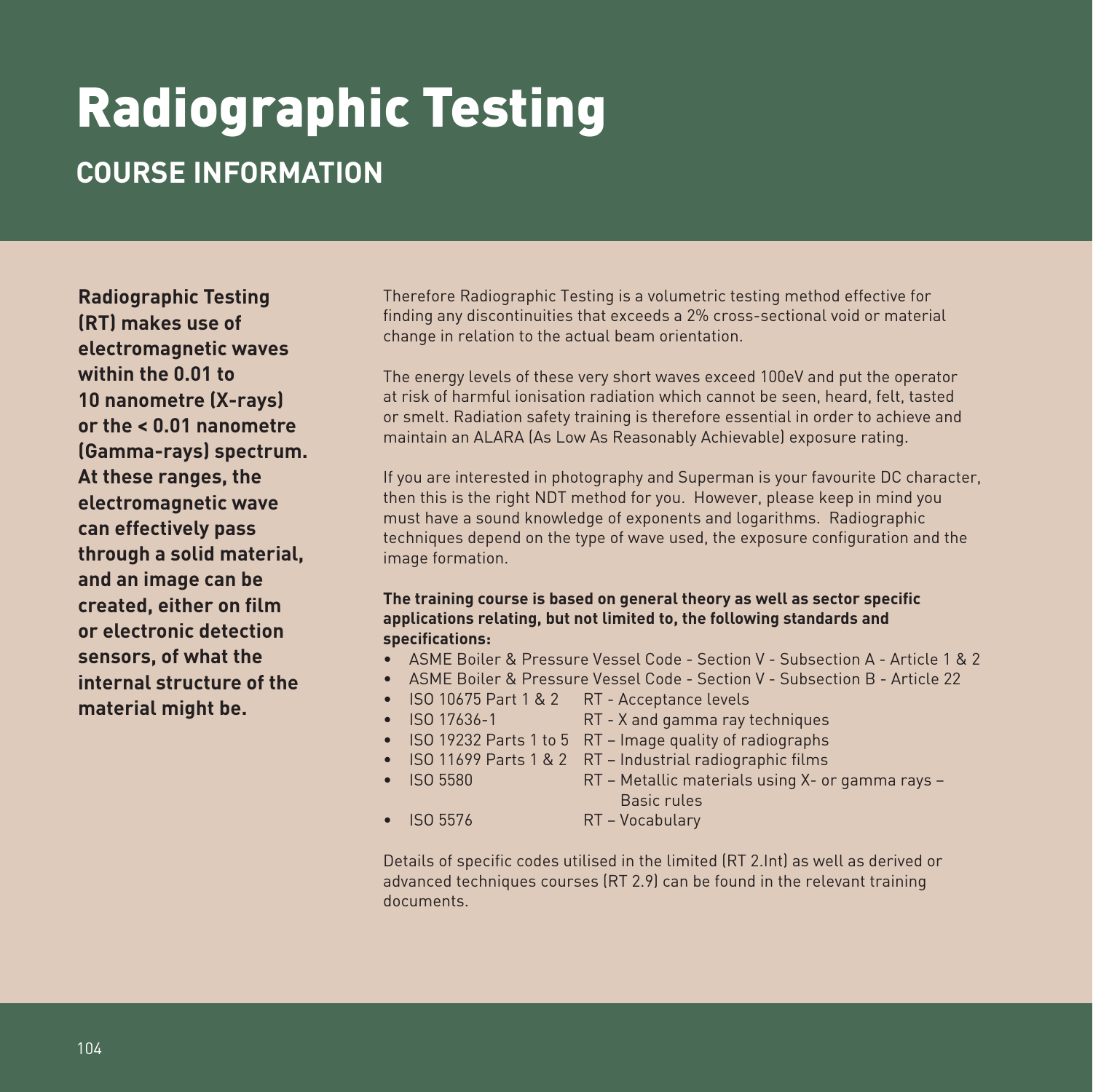# Radiographic Testing

## COURSE INFORMATION

**Radiographic Testing (RT) makes use of electromagnetic waves within the 0.01 to 10 nanometre (X-rays) or the < 0.01 nanometre (Gamma-rays) spectrum. At these ranges, the electromagnetic wave can effectively pass through a solid material, and an image can be created, either on film or electronic detection sensors, of what the internal structure of the material might be.**

Therefore Radiographic Testing is a volumetric testing method effective for finding any discontinuities that exceeds a 2% cross-sectional void or material change in relation to the actual beam orientation.

The energy levels of these very short waves exceed 100eV and put the operator at risk of harmful ionisation radiation which cannot be seen, heard, felt, tasted or smelt. Radiation safety training is therefore essential in order to achieve and maintain an ALARA (As Low As Reasonably Achievable) exposure rating.

If you are interested in photography and Superman is your favourite DC character, then this is the right NDT method for you. However, please keep in mind you must have a sound knowledge of exponents and logarithms. Radiographic techniques depend on the type of wave used, the exposure configuration and the image formation.

**The training course is based on general theory as well as sector specific applications relating, but not limited to, the following standards and specifications:**

- ASME Boiler & Pressure Vessel Code - Section V - Subsection A - Article 1 & 2
- ASME Boiler & Pressure Vessel Code - Section V - Subsection B - Article 22
- ISO 10675 Part 1 & 2 — RT - Acceptance levels
- ISO 17636-1 — RT - X and gamma ray techniques
- ISO 19232 Parts 1 to 5 — RT – Image quality of radiographs
- ISO 11699 Parts 1 & 2 — RT – Industrial radiographic films
- ISO 5580 — RT – Metallic materials using X- or gamma rays – Basic rules
- ISO 5576 — RT – Vocabulary

Details of specific codes utilised in the limited (RT 2.Int) as well as derived or advanced techniques courses (RT 2.9) can be found in the relevant training documents.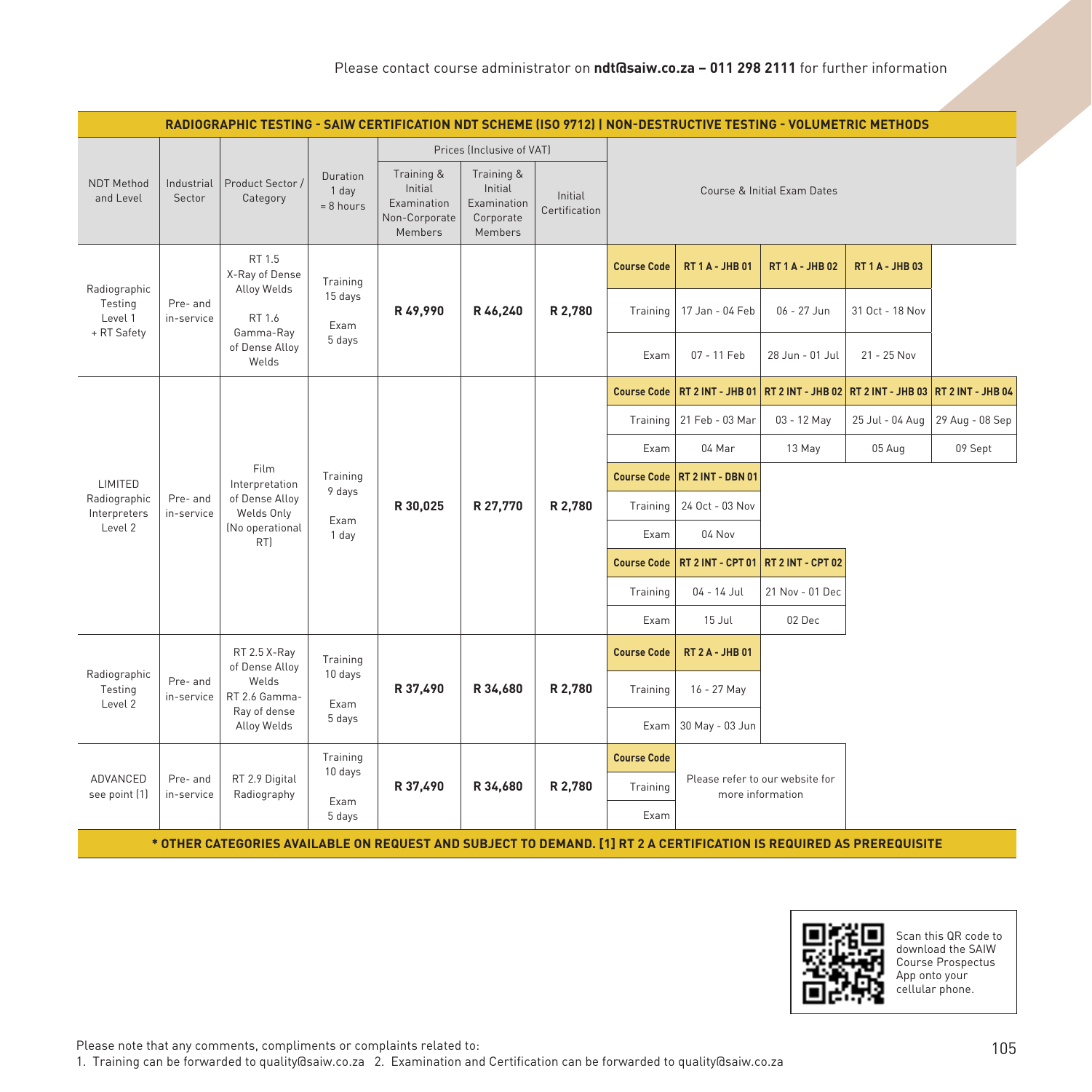Please contact course administrator on **ndt@saiw.co.za – 011 298 2111** for further information

**RADIOGRAPHIC TESTING - SAIW CERTIFICATION NDT SCHEME (ISO 9712) | NON-DESTRUCTIVE TESTING - VOLUMETRIC METHODS**

| NDT Method and Level | Industrial Sector | Product Sector / Category | Duration 1 day = 8 hours | Prices (Inclusive of VAT) Training & Initial Examination Non-Corporate Members | Training & Initial Examination Corporate Members | Initial Certification | Course & Initial Exam Dates | | | | |
|---|---|---|---|---|---|---|---|---|---|---|---|
| Radiographic Testing Level 1 + RT Safety | Pre- and in-service | RT 1.5 X-Ray of Dense Alloy Welds RT 1.6 Gamma-Ray of Dense Alloy Welds | Training 15 days Exam 5 days | R 49,990 | R 46,240 | R 2,780 | **Course Code** | **RT 1 A - JHB 01** | **RT 1 A - JHB 02** | **RT 1 A - JHB 03** | |
| | | | | | | | Training | 17 Jan - 04 Feb | 06 - 27 Jun | 31 Oct - 18 Nov | |
| | | | | | | | Exam | 07 - 11 Feb | 28 Jun - 01 Jul | 21 - 25 Nov | |
| LIMITED Radiographic Interpreters Level 2 | Pre- and in-service | Film Interpretation of Dense Alloy Welds Only (No operational RT) | Training 9 days Exam 1 day | R 30,025 | R 27,770 | R 2,780 | **Course Code** | **RT 2 INT - JHB 01** | **RT 2 INT - JHB 02** | **RT 2 INT - JHB 03** | **RT 2 INT - JHB 04** |
| | | | | | | | Training | 21 Feb - 03 Mar | 03 - 12 May | 25 Jul - 04 Aug | 29 Aug - 08 Sep |
| | | | | | | | Exam | 04 Mar | 13 May | 05 Aug | 09 Sept |
| | | | | | | | **Course Code** | **RT 2 INT - DBN 01** | | | |
| | | | | | | | Training | 24 Oct - 03 Nov | | | |
| | | | | | | | Exam | 04 Nov | | | |
| | | | | | | | **Course Code** | **RT 2 INT - CPT 01** | **RT 2 INT - CPT 02** | | |
| | | | | | | | Training | 04 - 14 Jul | 21 Nov - 01 Dec | | |
| | | | | | | | Exam | 15 Jul | 02 Dec | | |
| Radiographic Testing Level 2 | Pre- and in-service | RT 2.5 X-Ray of Dense Alloy Welds RT 2.6 Gamma-Ray of dense Alloy Welds | Training 10 days Exam 5 days | R 37,490 | R 34,680 | R 2,780 | **Course Code** | **RT 2 A - JHB 01** | | | |
| | | | | | | | Training | 16 - 27 May | | | |
| | | | | | | | Exam | 30 May - 03 Jun | | | |
| ADVANCED see point (1) | Pre- and in-service | RT 2.9 Digital Radiography | Training 10 days Exam 5 days | R 37,490 | R 34,680 | R 2,780 | **Course Code** | Please refer to our website for more information | | | |
| | | | | | | | Training | | | | |
| | | | | | | | Exam | | | | |

**\* OTHER CATEGORIES AVAILABLE ON REQUEST AND SUBJECT TO DEMAND. [1] RT 2 A CERTIFICATION IS REQUIRED AS PREREQUISITE**

Scan this QR code to download the SAIW Course Prospectus App onto your cellular phone.

Please note that any comments, compliments or complaints related to:
1. Training can be forwarded to quality@saiw.co.za 2. Examination and Certification can be forwarded to quality@saiw.co.za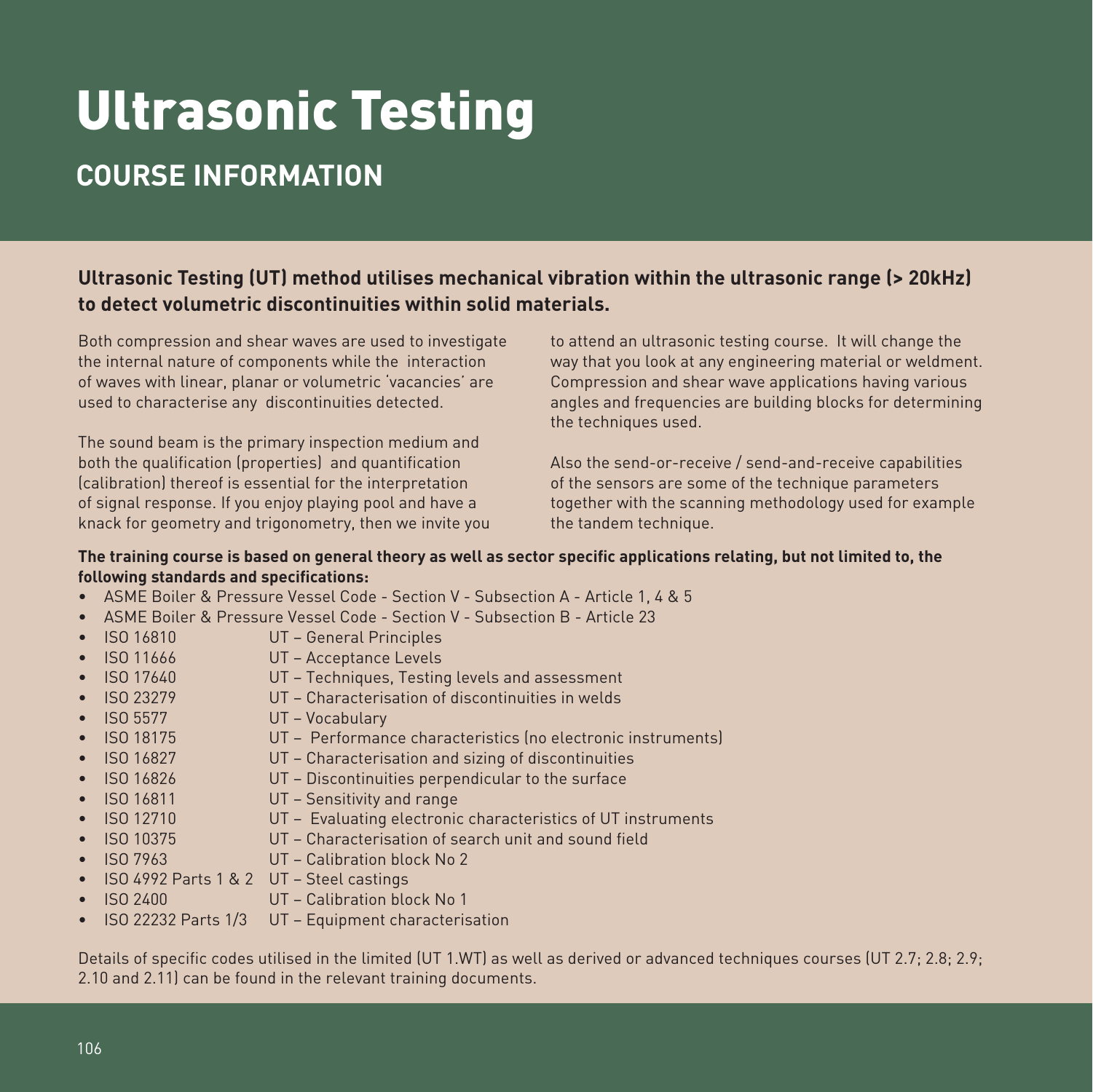# Ultrasonic Testing

## COURSE INFORMATION

**Ultrasonic Testing (UT) method utilises mechanical vibration within the ultrasonic range (> 20kHz) to detect volumetric discontinuities within solid materials.**

Both compression and shear waves are used to investigate the internal nature of components while the interaction of waves with linear, planar or volumetric 'vacancies' are used to characterise any discontinuities detected.

The sound beam is the primary inspection medium and both the qualification (properties) and quantification (calibration) thereof is essential for the interpretation of signal response. If you enjoy playing pool and have a knack for geometry and trigonometry, then we invite you to attend an ultrasonic testing course. It will change the way that you look at any engineering material or weldment. Compression and shear wave applications having various angles and frequencies are building blocks for determining the techniques used.

Also the send-or-receive / send-and-receive capabilities of the sensors are some of the technique parameters together with the scanning methodology used for example the tandem technique.

**The training course is based on general theory as well as sector specific applications relating, but not limited to, the following standards and specifications:**

- ASME Boiler & Pressure Vessel Code - Section V - Subsection A - Article 1, 4 & 5
- ASME Boiler & Pressure Vessel Code - Section V - Subsection B - Article 23
- ISO 16810 UT – General Principles
- ISO 11666 UT – Acceptance Levels
- ISO 17640 UT – Techniques, Testing levels and assessment
- ISO 23279 UT – Characterisation of discontinuities in welds
- ISO 5577 UT – Vocabulary
- ISO 18175 UT – Performance characteristics (no electronic instruments)
- ISO 16827 UT – Characterisation and sizing of discontinuities
- ISO 16826 UT – Discontinuities perpendicular to the surface
- ISO 16811 UT – Sensitivity and range
- ISO 12710 UT – Evaluating electronic characteristics of UT instruments
- ISO 10375 UT – Characterisation of search unit and sound field
- ISO 7963 UT – Calibration block No 2
- ISO 4992 Parts 1 & 2 UT – Steel castings
- ISO 2400 UT – Calibration block No 1
- ISO 22232 Parts 1/3 UT – Equipment characterisation

Details of specific codes utilised in the limited (UT 1.WT) as well as derived or advanced techniques courses (UT 2.7; 2.8; 2.9; 2.10 and 2.11) can be found in the relevant training documents.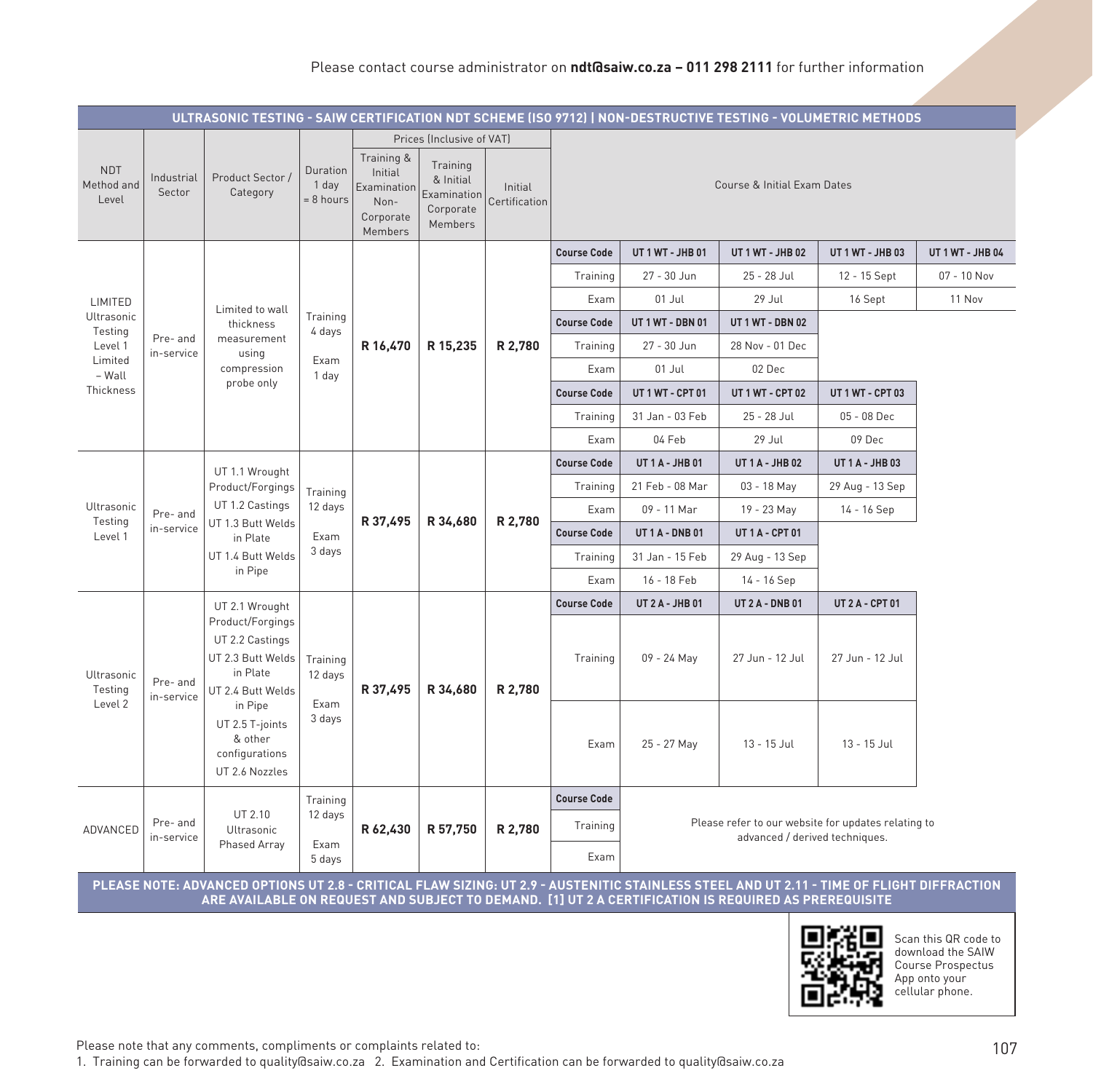Please contact course administrator on **ndt@saiw.co.za – 011 298 2111** for further information

**ULTRASONIC TESTING - SAIW CERTIFICATION NDT SCHEME (ISO 9712) | NON-DESTRUCTIVE TESTING - VOLUMETRIC METHODS**

| NDT Method and Level | Industrial Sector | Product Sector / Category | Duration 1 day = 8 hours | Prices (Inclusive of VAT) Training & Initial Examination Non-Corporate Members | Training & Initial Examination Corporate Members | Initial Certification | Course & Initial Exam Dates | | | | |
|---|---|---|---|---|---|---|---|---|---|---|---|
| LIMITED Ultrasonic Testing Level 1 Limited – Wall Thickness | Pre- and in-service | Limited to wall thickness measurement using compression probe only | Training 4 days Exam 1 day | R 16,470 | R 15,235 | R 2,780 | **Course Code** | **UT 1 WT - JHB 01** | **UT 1 WT - JHB 02** | **UT 1 WT - JHB 03** | **UT 1 WT - JHB 04** |
| | | | | | | | Training | 27 - 30 Jun | 25 - 28 Jul | 12 - 15 Sept | 07 - 10 Nov |
| | | | | | | | Exam | 01 Jul | 29 Jul | 16 Sept | 11 Nov |
| | | | | | | | **Course Code** | **UT 1 WT - DBN 01** | **UT 1 WT - DBN 02** | | |
| | | | | | | | Training | 27 - 30 Jun | 28 Nov - 01 Dec | | |
| | | | | | | | Exam | 01 Jul | 02 Dec | | |
| | | | | | | | **Course Code** | **UT 1 WT - CPT 01** | **UT 1 WT - CPT 02** | **UT 1 WT - CPT 03** | |
| | | | | | | | Training | 31 Jan - 03 Feb | 25 - 28 Jul | 05 - 08 Dec | |
| | | | | | | | Exam | 04 Feb | 29 Jul | 09 Dec | |
| Ultrasonic Testing Level 1 | Pre- and in-service | UT 1.1 Wrought Product/Forgings UT 1.2 Castings UT 1.3 Butt Welds in Plate UT 1.4 Butt Welds in Pipe | Training 12 days Exam 3 days | R 37,495 | R 34,680 | R 2,780 | **Course Code** | **UT 1 A - JHB 01** | **UT 1 A - JHB 02** | **UT 1 A - JHB 03** | |
| | | | | | | | Training | 21 Feb - 08 Mar | 03 - 18 May | 29 Aug - 13 Sep | |
| | | | | | | | Exam | 09 - 11 Mar | 19 - 23 May | 14 - 16 Sep | |
| | | | | | | | **Course Code** | **UT 1 A - DNB 01** | **UT 1 A - CPT 01** | | |
| | | | | | | | Training | 31 Jan - 15 Feb | 29 Aug - 13 Sep | | |
| | | | | | | | Exam | 16 - 18 Feb | 14 - 16 Sep | | |
| Ultrasonic Testing Level 2 | Pre- and in-service | UT 2.1 Wrought Product/Forgings UT 2.2 Castings UT 2.3 Butt Welds in Plate UT 2.4 Butt Welds in Pipe UT 2.5 T-joints & other configurations UT 2.6 Nozzles | Training 12 days Exam 3 days | R 37,495 | R 34,680 | R 2,780 | **Course Code** | **UT 2 A - JHB 01** | **UT 2 A - DNB 01** | **UT 2 A - CPT 01** | |
| | | | | | | | Training | 09 - 24 May | 27 Jun - 12 Jul | 27 Jun - 12 Jul | |
| | | | | | | | Exam | 25 - 27 May | 13 - 15 Jul | 13 - 15 Jul | |
| ADVANCED | Pre- and in-service | UT 2.10 Ultrasonic Phased Array | Training 12 days Exam 5 days | R 62,430 | R 57,750 | R 2,780 | **Course Code** | Please refer to our website for updates relating to advanced / derived techniques. | | | |
| | | | | | | | Training | | | | |
| | | | | | | | Exam | | | | |

**PLEASE NOTE: ADVANCED OPTIONS UT 2.8 - CRITICAL FLAW SIZING: UT 2.9 - AUSTENITIC STAINLESS STEEL AND UT 2.11 - TIME OF FLIGHT DIFFRACTION ARE AVAILABLE ON REQUEST AND SUBJECT TO DEMAND. [1] UT 2 A CERTIFICATION IS REQUIRED AS PREREQUISITE**

Scan this QR code to download the SAIW Course Prospectus App onto your cellular phone.

Please note that any comments, compliments or complaints related to:
1. Training can be forwarded to quality@saiw.co.za 2. Examination and Certification can be forwarded to quality@saiw.co.za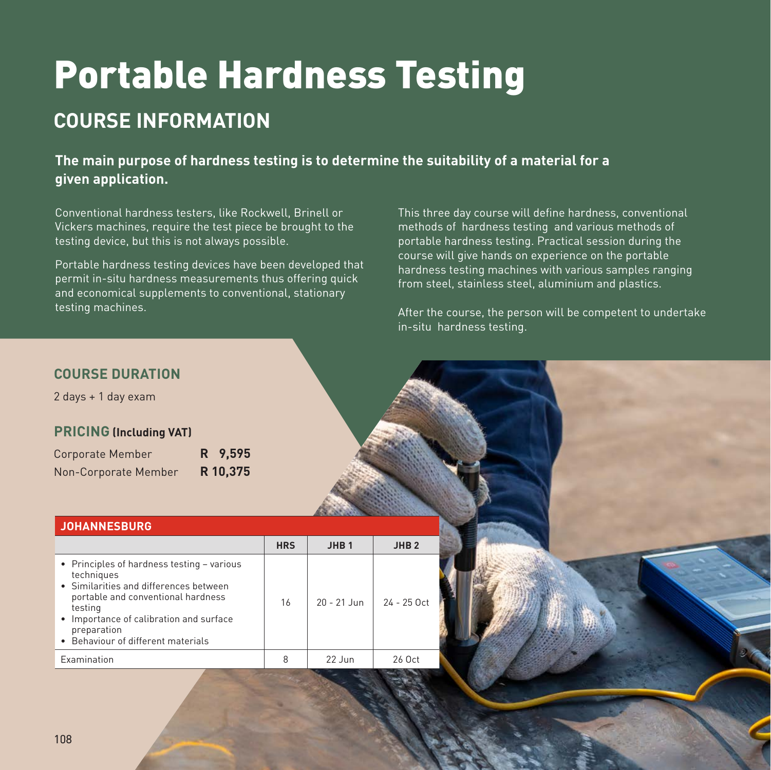# Portable Hardness Testing

## COURSE INFORMATION

**The main purpose of hardness testing is to determine the suitability of a material for a given application.**

Conventional hardness testers, like Rockwell, Brinell or Vickers machines, require the test piece be brought to the testing device, but this is not always possible.

Portable hardness testing devices have been developed that permit in-situ hardness measurements thus offering quick and economical supplements to conventional, stationary testing machines.

This three day course will define hardness, conventional methods of hardness testing and various methods of portable hardness testing. Practical session during the course will give hands on experience on the portable hardness testing machines with various samples ranging from steel, stainless steel, aluminium and plastics.

After the course, the person will be competent to undertake in-situ hardness testing.

### COURSE DURATION

2 days + 1 day exam

### PRICING (Including VAT)

| | |
|---|---|
| Corporate Member | **R 9,595** |
| Non-Corporate Member | **R 10,375** |

| JOHANNESBURG | | | |
|---|---|---|---|
| | **HRS** | **JHB 1** | **JHB 2** |
| • Principles of hardness testing – various techniques<br>• Similarities and differences between portable and conventional hardness testing<br>• Importance of calibration and surface preparation<br>• Behaviour of different materials | 16 | 20 - 21 Jun | 24 - 25 Oct |
| Examination | 8 | 22 Jun | 26 Oct |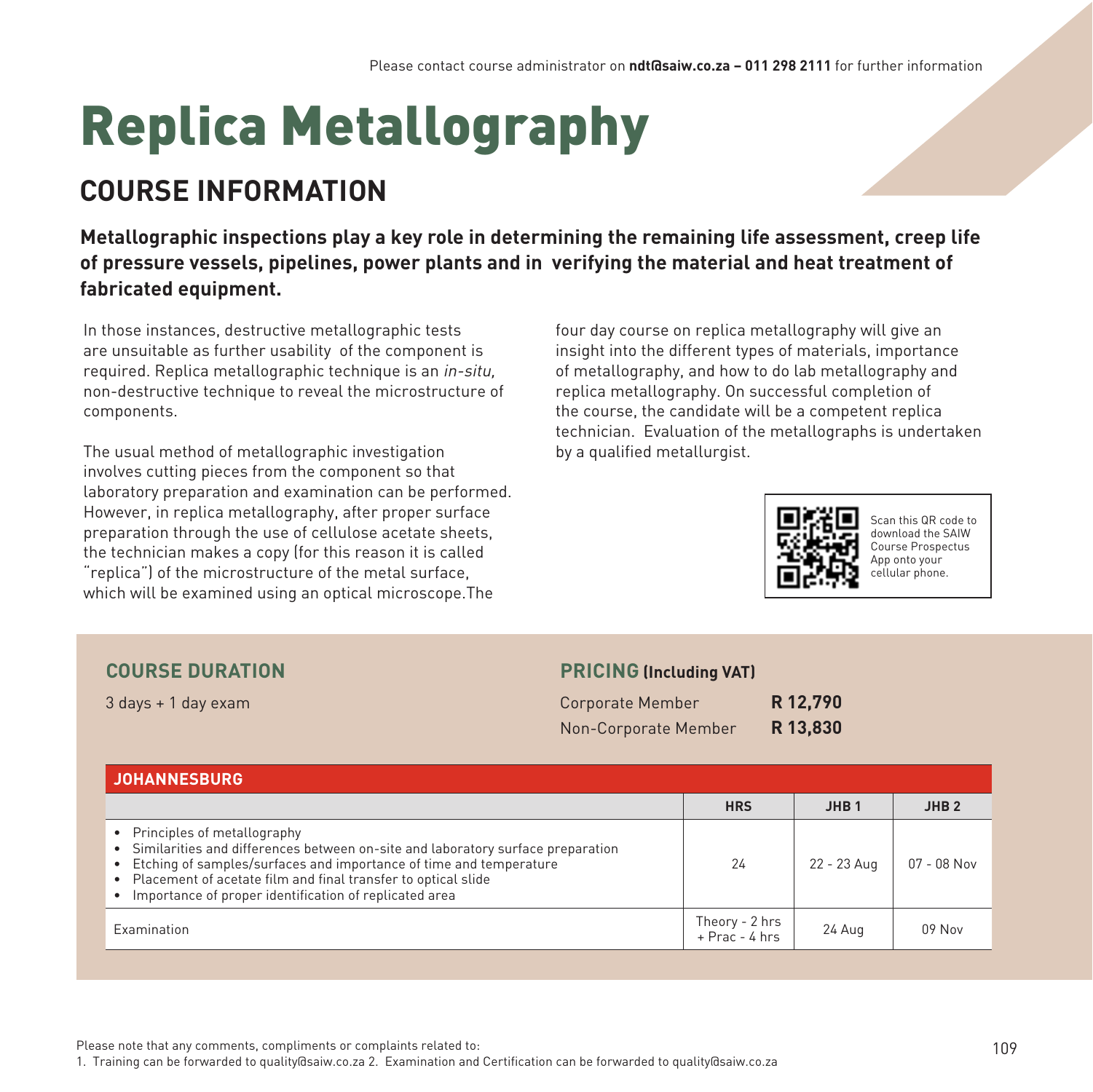Please contact course administrator on **ndt@saiw.co.za – 011 298 2111** for further information

# Replica Metallography

## COURSE INFORMATION

**Metallographic inspections play a key role in determining the remaining life assessment, creep life of pressure vessels, pipelines, power plants and in verifying the material and heat treatment of fabricated equipment.**

In those instances, destructive metallographic tests are unsuitable as further usability of the component is required. Replica metallographic technique is an *in-situ,* non-destructive technique to reveal the microstructure of components.

The usual method of metallographic investigation involves cutting pieces from the component so that laboratory preparation and examination can be performed. However, in replica metallography, after proper surface preparation through the use of cellulose acetate sheets, the technician makes a copy (for this reason it is called "replica") of the microstructure of the metal surface, which will be examined using an optical microscope.The four day course on replica metallography will give an insight into the different types of materials, importance of metallography, and how to do lab metallography and replica metallography. On successful completion of the course, the candidate will be a competent replica technician. Evaluation of the metallographs is undertaken by a qualified metallurgist.

Scan this QR code to download the SAIW Course Prospectus App onto your cellular phone.

### COURSE DURATION

3 days + 1 day exam

### PRICING (Including VAT)

| | |
|---|---|
| Corporate Member | **R 12,790** |
| Non-Corporate Member | **R 13,830** |

**JOHANNESBURG**

| | HRS | JHB 1 | JHB 2 |
|---|---|---|---|
| • Principles of metallography<br>• Similarities and differences between on-site and laboratory surface preparation<br>• Etching of samples/surfaces and importance of time and temperature<br>• Placement of acetate film and final transfer to optical slide<br>• Importance of proper identification of replicated area | 24 | 22 - 23 Aug | 07 - 08 Nov |
| Examination | Theory - 2 hrs + Prac - 4 hrs | 24 Aug | 09 Nov |

Please note that any comments, compliments or complaints related to:
1. Training can be forwarded to quality@saiw.co.za 2. Examination and Certification can be forwarded to quality@saiw.co.za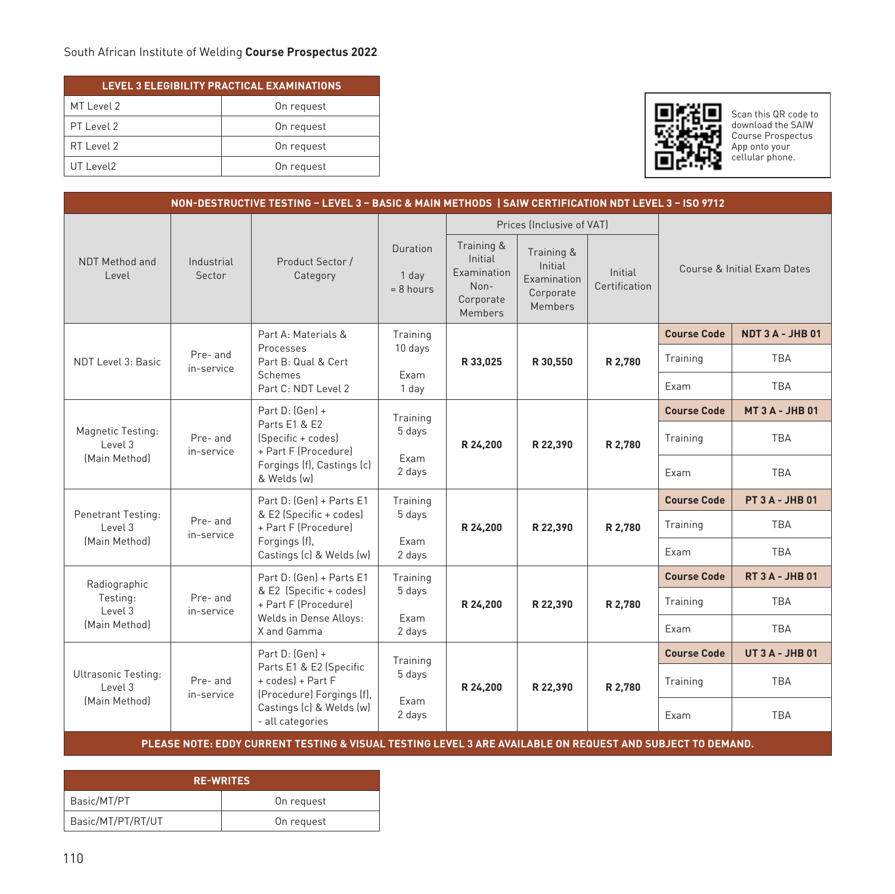| LEVEL 3 ELEGIBILITY PRACTICAL EXAMINATIONS | |
|---|---|
| MT Level 2 | On request |
| PT Level 2 | On request |
| RT Level 2 | On request |
| UT Level2 | On request |

Scan this QR code to download the SAIW Course Prospectus App onto your cellular phone.

| NON-DESTRUCTIVE TESTING – LEVEL 3 – BASIC & MAIN METHODS \| SAIW CERTIFICATION NDT LEVEL 3 – ISO 9712 | | | | | | | | |
|---|---|---|---|---|---|---|---|---|
| NDT Method and Level | Industrial Sector | Product Sector / Category | Duration 1 day = 8 hours | Prices (Inclusive of VAT) | | | Course & Initial Exam Dates | |
| | | | | Training & Initial Examination Non-Corporate Members | Training & Initial Examination Corporate Members | Initial Certification | | |
| NDT Level 3: Basic | Pre- and in-service | Part A: Materials & Processes Part B: Qual & Cert Schemes Part C: NDT Level 2 | Training 10 days Exam 1 day | **R 33,025** | **R 30,550** | **R 2,780** | **Course Code** | **NDT 3 A - JHB 01** |
| | | | | | | | Training | TBA |
| | | | | | | | Exam | TBA |
| Magnetic Testing: Level 3 (Main Method) | Pre- and in-service | Part D: (Gen) + Parts E1 & E2 (Specific + codes) + Part F (Procedure) Forgings (f), Castings (c) & Welds (w) | Training 5 days Exam 2 days | **R 24,200** | **R 22,390** | **R 2,780** | **Course Code** | **MT 3 A - JHB 01** |
| | | | | | | | Training | TBA |
| | | | | | | | Exam | TBA |
| Penetrant Testing: Level 3 (Main Method) | Pre- and in-service | Part D: (Gen) + Parts E1 & E2 (Specific + codes) + Part F (Procedure) Forgings (f), Castings (c) & Welds (w) | Training 5 days Exam 2 days | **R 24,200** | **R 22,390** | **R 2,780** | **Course Code** | **PT 3 A - JHB 01** |
| | | | | | | | Training | TBA |
| | | | | | | | Exam | TBA |
| Radiographic Testing: Level 3 (Main Method) | Pre- and in-service | Part D: (Gen) + Parts E1 & E2 (Specific + codes) + Part F (Procedure) Welds in Dense Alloys: X and Gamma | Training 5 days Exam 2 days | **R 24,200** | **R 22,390** | **R 2,780** | **Course Code** | **RT 3 A - JHB 01** |
| | | | | | | | Training | TBA |
| | | | | | | | Exam | TBA |
| Ultrasonic Testing: Level 3 (Main Method) | Pre- and in-service | Part D: (Gen) + Parts E1 & E2 (Specific + codes) + Part F (Procedure) Forgings (f), Castings (c) & Welds (w) - all categories | Training 5 days Exam 2 days | **R 24,200** | **R 22,390** | **R 2,780** | **Course Code** | **UT 3 A - JHB 01** |
| | | | | | | | Training | TBA |
| | | | | | | | Exam | TBA |

**PLEASE NOTE: EDDY CURRENT TESTING & VISUAL TESTING LEVEL 3 ARE AVAILABLE ON REQUEST AND SUBJECT TO DEMAND.**

| RE-WRITES | |
|---|---|
| Basic/MT/PT | On request |
| Basic/MT/PT/RT/UT | On request |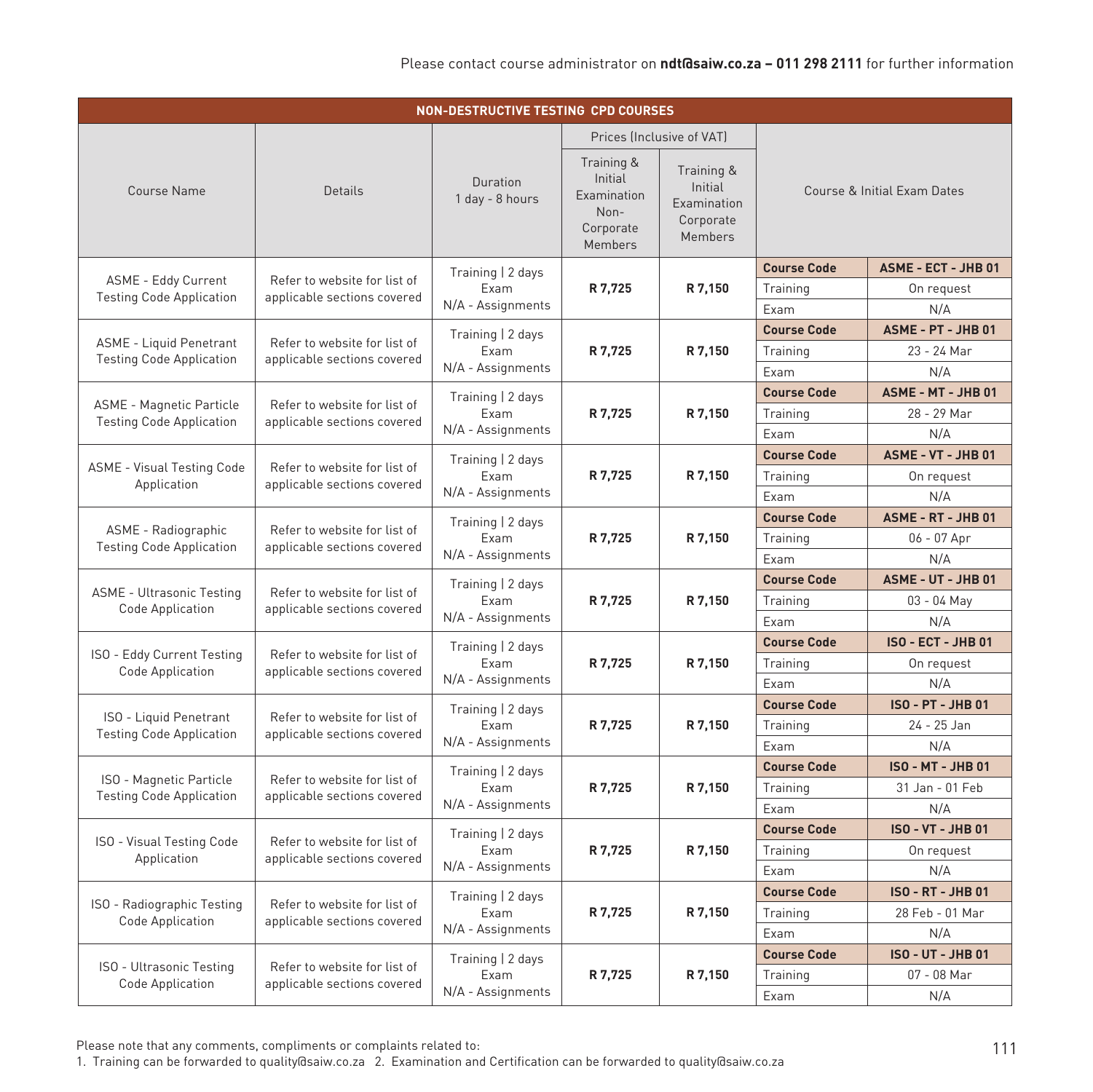Please contact course administrator on **ndt@saiw.co.za – 011 298 2111** for further information

| NON-DESTRUCTIVE TESTING CPD COURSES | | | | | | |
|---|---|---|---|---|---|---|
| Course Name | Details | Duration 1 day - 8 hours | Prices (Inclusive of VAT) | | Course & Initial Exam Dates | |
| | | | Training & Initial Examination Non-Corporate Members | Training & Initial Examination Corporate Members | | |
| ASME - Eddy Current Testing Code Application | Refer to website for list of applicable sections covered | Training \| 2 days<br>Exam<br>N/A - Assignments | **R 7,725** | **R 7,150** | **Course Code**<br>Training<br>Exam | **ASME - ECT - JHB 01**<br>On request<br>N/A |
| ASME - Liquid Penetrant Testing Code Application | Refer to website for list of applicable sections covered | Training \| 2 days<br>Exam<br>N/A - Assignments | **R 7,725** | **R 7,150** | **Course Code**<br>Training<br>Exam | **ASME - PT - JHB 01**<br>23 - 24 Mar<br>N/A |
| ASME - Magnetic Particle Testing Code Application | Refer to website for list of applicable sections covered | Training \| 2 days<br>Exam<br>N/A - Assignments | **R 7,725** | **R 7,150** | **Course Code**<br>Training<br>Exam | **ASME - MT - JHB 01**<br>28 - 29 Mar<br>N/A |
| ASME - Visual Testing Code Application | Refer to website for list of applicable sections covered | Training \| 2 days<br>Exam<br>N/A - Assignments | **R 7,725** | **R 7,150** | **Course Code**<br>Training<br>Exam | **ASME - VT - JHB 01**<br>On request<br>N/A |
| ASME - Radiographic Testing Code Application | Refer to website for list of applicable sections covered | Training \| 2 days<br>Exam<br>N/A - Assignments | **R 7,725** | **R 7,150** | **Course Code**<br>Training<br>Exam | **ASME - RT - JHB 01**<br>06 - 07 Apr<br>N/A |
| ASME - Ultrasonic Testing Code Application | Refer to website for list of applicable sections covered | Training \| 2 days<br>Exam<br>N/A - Assignments | **R 7,725** | **R 7,150** | **Course Code**<br>Training<br>Exam | **ASME - UT - JHB 01**<br>03 - 04 May<br>N/A |
| ISO - Eddy Current Testing Code Application | Refer to website for list of applicable sections covered | Training \| 2 days<br>Exam<br>N/A - Assignments | **R 7,725** | **R 7,150** | **Course Code**<br>Training<br>Exam | **ISO - ECT - JHB 01**<br>On request<br>N/A |
| ISO - Liquid Penetrant Testing Code Application | Refer to website for list of applicable sections covered | Training \| 2 days<br>Exam<br>N/A - Assignments | **R 7,725** | **R 7,150** | **Course Code**<br>Training<br>Exam | **ISO - PT - JHB 01**<br>24 - 25 Jan<br>N/A |
| ISO - Magnetic Particle Testing Code Application | Refer to website for list of applicable sections covered | Training \| 2 days<br>Exam<br>N/A - Assignments | **R 7,725** | **R 7,150** | **Course Code**<br>Training<br>Exam | **ISO - MT - JHB 01**<br>31 Jan - 01 Feb<br>N/A |
| ISO - Visual Testing Code Application | Refer to website for list of applicable sections covered | Training \| 2 days<br>Exam<br>N/A - Assignments | **R 7,725** | **R 7,150** | **Course Code**<br>Training<br>Exam | **ISO - VT - JHB 01**<br>On request<br>N/A |
| ISO - Radiographic Testing Code Application | Refer to website for list of applicable sections covered | Training \| 2 days<br>Exam<br>N/A - Assignments | **R 7,725** | **R 7,150** | **Course Code**<br>Training<br>Exam | **ISO - RT - JHB 01**<br>28 Feb - 01 Mar<br>N/A |
| ISO - Ultrasonic Testing Code Application | Refer to website for list of applicable sections covered | Training \| 2 days<br>Exam<br>N/A - Assignments | **R 7,725** | **R 7,150** | **Course Code**<br>Training<br>Exam | **ISO - UT - JHB 01**<br>07 - 08 Mar<br>N/A |

Please note that any comments, compliments or complaints related to:
1. Training can be forwarded to quality@saiw.co.za 2. Examination and Certification can be forwarded to quality@saiw.co.za